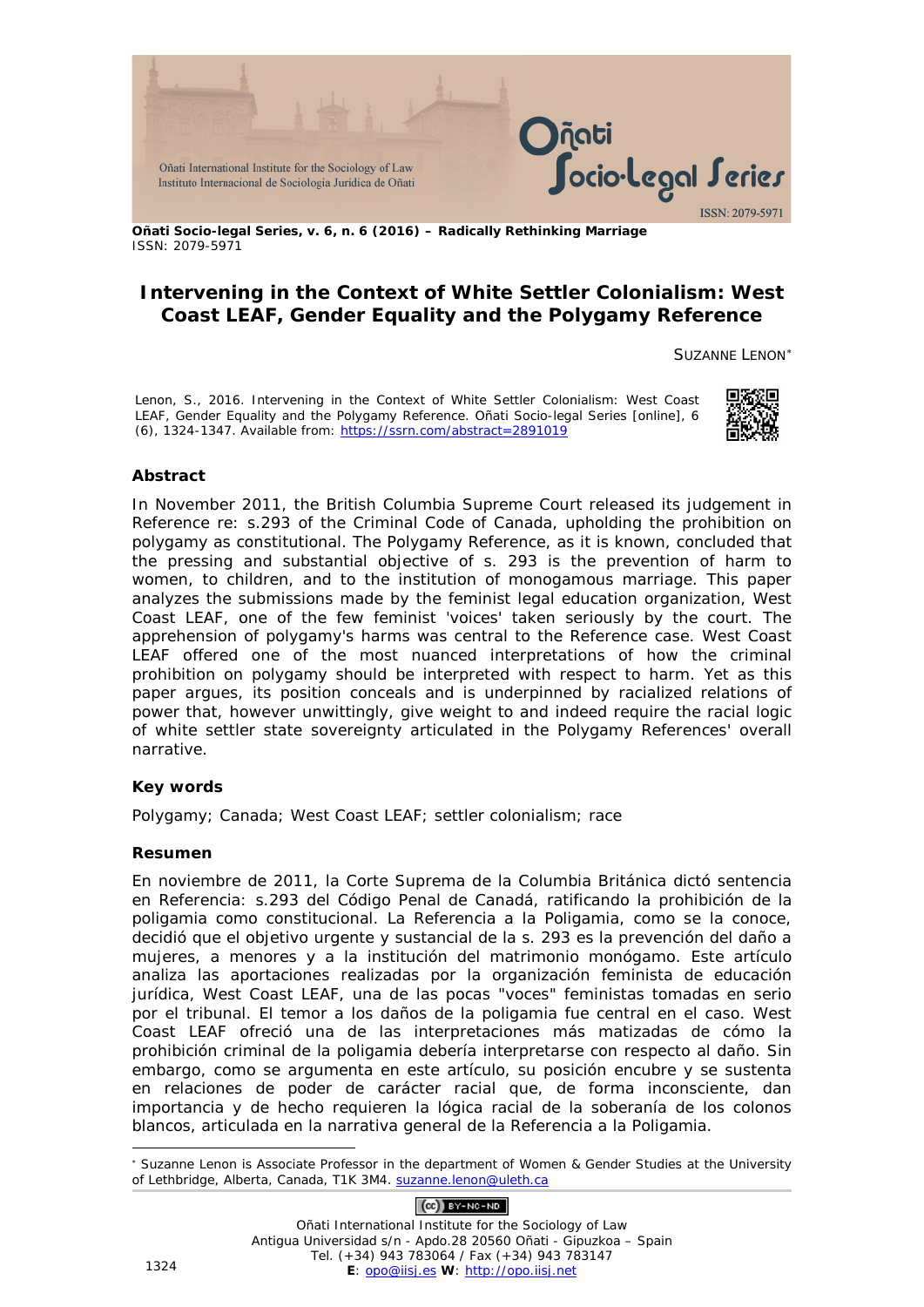**Oñati Socio-legal Series, v. 6, n. 6 (2016) – Radically Rethinking Marriage**
ISSN: 2079-5971

# Intervening in the Context of White Settler Colonialism: West Coast LEAF, Gender Equality and the Polygamy Reference

SUZANNE LENON[*]

Lenon, S., 2016. Intervening in the Context of White Settler Colonialism: West Coast LEAF, Gender Equality and the Polygamy Reference. Oñati Socio-legal Series [online], 6 (6), 1324-1347. Available from: https://ssrn.com/abstract=2891019

## Abstract

In November 2011, the British Columbia Supreme Court released its judgement in Reference re: s.293 of the Criminal Code of Canada, upholding the prohibition on polygamy as constitutional. The Polygamy Reference, as it is known, concluded that the pressing and substantial objective of s. 293 is the prevention of harm to women, to children, and to the institution of monogamous marriage. This paper analyzes the submissions made by the feminist legal education organization, West Coast LEAF, one of the few feminist 'voices' taken seriously by the court. The apprehension of polygamy's harms was central to the Reference case. West Coast LEAF offered one of the most nuanced interpretations of how the criminal prohibition on polygamy should be interpreted with respect to harm. Yet as this paper argues, its position conceals and is underpinned by racialized relations of power that, however unwittingly, give weight to and indeed require the racial logic of white settler state sovereignty articulated in the Polygamy References' overall narrative.

### Key words

Polygamy; Canada; West Coast LEAF; settler colonialism; race

## Resumen

En noviembre de 2011, la Corte Suprema de la Columbia Británica dictó sentencia en Referencia: s.293 del Código Penal de Canadá, ratificando la prohibición de la poligamia como constitucional. La Referencia a la Poligamia, como se la conoce, decidió que el objetivo urgente y sustancial de la s. 293 es la prevención del daño a mujeres, a menores y a la institución del matrimonio monógamo. Este artículo analiza las aportaciones realizadas por la organización feminista de educación jurídica, West Coast LEAF, una de las pocas "voces" feministas tomadas en serio por el tribunal. El temor a los daños de la poligamia fue central en el caso. West Coast LEAF ofreció una de las interpretaciones más matizadas de cómo la prohibición criminal de la poligamia debería interpretarse con respecto al daño. Sin embargo, como se argumenta en este artículo, su posición encubre y se sustenta en relaciones de poder de carácter racial que, de forma inconsciente, dan importancia y de hecho requieren la lógica racial de la soberanía de los colonos blancos, articulada en la narrativa general de la Referencia a la Poligamia.

---

[*] Suzanne Lenon is Associate Professor in the department of Women & Gender Studies at the University of Lethbridge, Alberta, Canada, T1K 3M4. suzanne.lenon@uleth.ca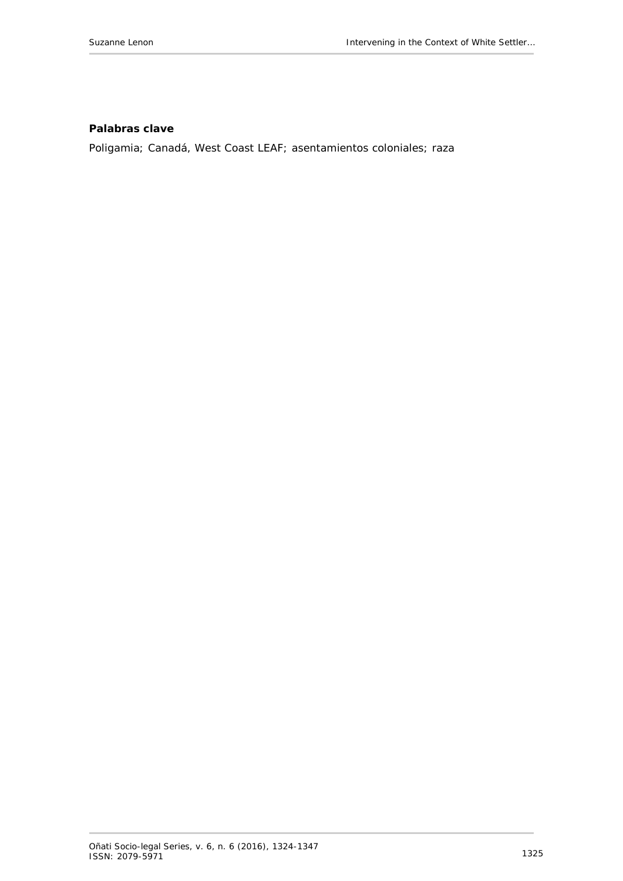**Palabras clave**

Poligamia; Canadá, West Coast LEAF; asentamientos coloniales; raza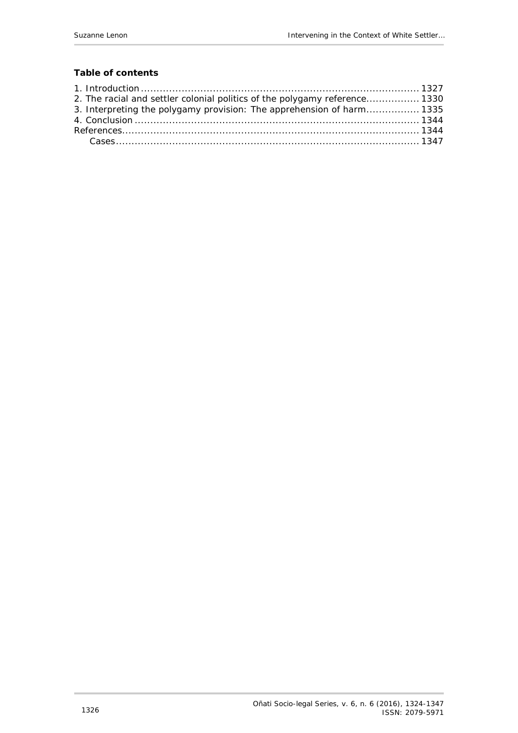**Table of contents**

1. Introduction ........................................................................................ 1327
2. The racial and settler colonial politics of the polygamy reference................ 1330
3. Interpreting the polygamy provision: The apprehension of harm................ 1335
4. Conclusion .......................................................................................... 1344

References.............................................................................................. 1344

Cases ................................................................................................ 1347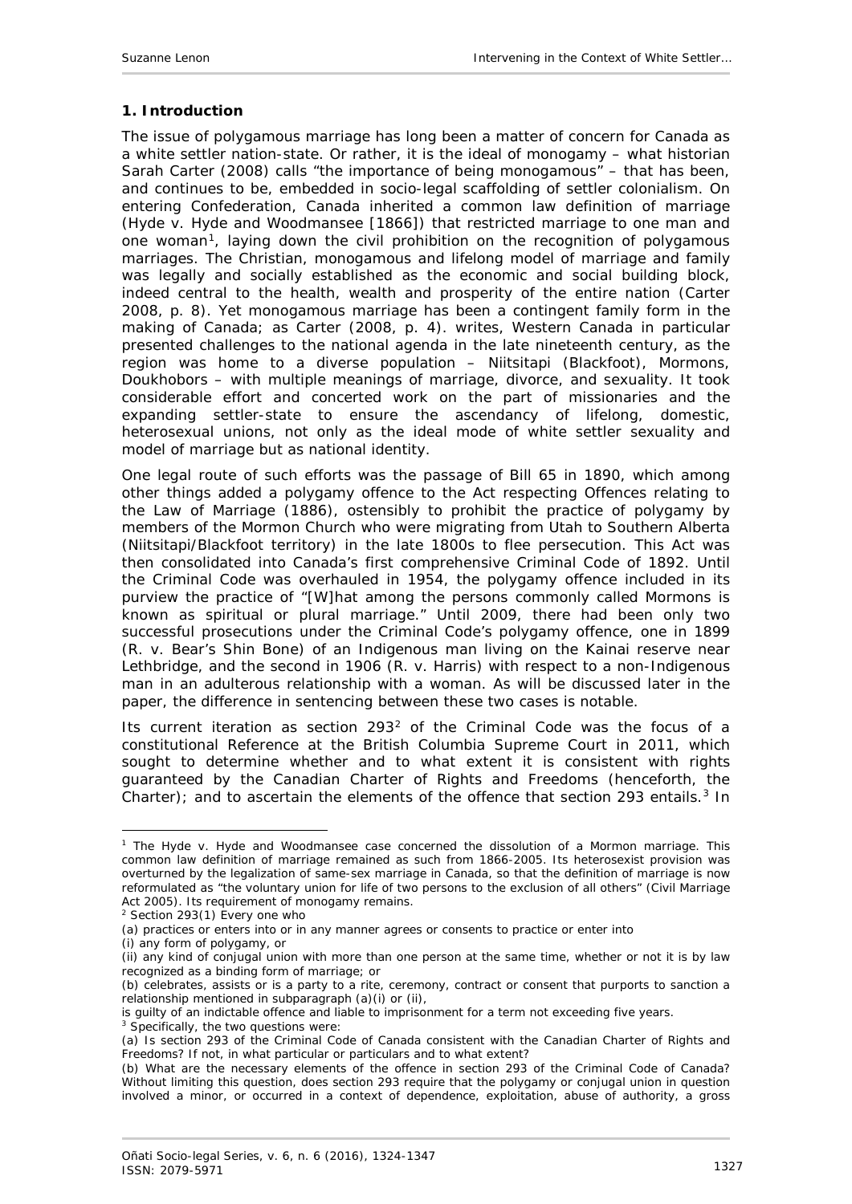## 1. Introduction

The issue of polygamous marriage has long been a matter of concern for Canada as a white settler nation-state. Or rather, it is the ideal of monogamy – what historian Sarah Carter (2008) calls "the importance of being monogamous" – that has been, and continues to be, embedded in socio-legal scaffolding of settler colonialism. On entering Confederation, Canada inherited a common law definition of marriage (*Hyde v. Hyde and Woodmansee* [1866]) that restricted marriage to one man and one woman[1], laying down the civil prohibition on the recognition of polygamous marriages. The Christian, monogamous and lifelong model of marriage and family was legally and socially established as the economic and social building block, indeed central to the health, wealth and prosperity of the entire nation (Carter 2008, p. 8). Yet monogamous marriage has been a contingent family form in the making of Canada; as Carter (2008, p. 4). writes, Western Canada in particular presented challenges to the national agenda in the late nineteenth century, as the region was home to a diverse population – Niitsitapi (Blackfoot), Mormons, Doukhobors – with multiple meanings of marriage, divorce, and sexuality. It took considerable effort and concerted work on the part of missionaries and the expanding settler-state to ensure the ascendancy of lifelong, domestic, heterosexual unions, not only as the ideal mode of white settler sexuality and model of marriage but as national identity.

One legal route of such efforts was the passage of Bill 65 in 1890, which among other things added a polygamy offence to the *Act respecting Offences relating to the Law of Marriage* (1886), ostensibly to prohibit the practice of polygamy by members of the Mormon Church who were migrating from Utah to Southern Alberta (Niitsitapi/Blackfoot territory) in the late 1800s to flee persecution. This Act was then consolidated into Canada's first comprehensive *Criminal Code* of 1892. Until the *Criminal Code* was overhauled in 1954, the polygamy offence included in its purview the practice of "[W]hat among the persons commonly called Mormons is known as spiritual or plural marriage." Until 2009, there had been only two successful prosecutions under the *Criminal Code*'s polygamy offence, one in 1899 (*R. v. Bear's Shin Bone*) of an Indigenous man living on the Kainai reserve near Lethbridge, and the second in 1906 (*R. v. Harris*) with respect to a non-Indigenous man in an adulterous relationship with a woman. As will be discussed later in the paper, the difference in sentencing between these two cases is notable.

Its current iteration as section 293[2] of the *Criminal Code* was the focus of a constitutional Reference at the British Columbia Supreme Court in 2011, which sought to determine whether and to what extent it is consistent with rights guaranteed by the *Canadian Charter of Rights and Freedoms* (henceforth, the *Charter*); and to ascertain the elements of the offence that section 293 entails.[3] In

---

[1] The *Hyde v. Hyde and Woodmansee* case concerned the dissolution of a Mormon marriage. This common law definition of marriage remained as such from 1866-2005. Its heterosexist provision was overturned by the legalization of same-sex marriage in Canada, so that the definition of marriage is now reformulated as "the voluntary union for life of two persons to the exclusion of all others" (*Civil Marriage Act* 2005). Its requirement of monogamy remains.

[2] Section 293(1) Every one who

(a) practices or enters into or in any manner agrees or consents to practice or enter into

(i) any form of polygamy, or

(ii) any kind of conjugal union with more than one person at the same time, whether or not it is by law recognized as a binding form of marriage; or

(b) celebrates, assists or is a party to a rite, ceremony, contract or consent that purports to sanction a relationship mentioned in subparagraph (a)(i) or (ii),

is guilty of an indictable offence and liable to imprisonment for a term not exceeding five years.

[3] Specifically, the two questions were:

(a) Is section 293 of the Criminal Code of Canada consistent with the Canadian Charter of Rights and Freedoms? If not, in what particular or particulars and to what extent?

(b) What are the necessary elements of the offence in section 293 of the Criminal Code of Canada? Without limiting this question, does section 293 require that the polygamy or conjugal union in question involved a minor, or occurred in a context of dependence, exploitation, abuse of authority, a gross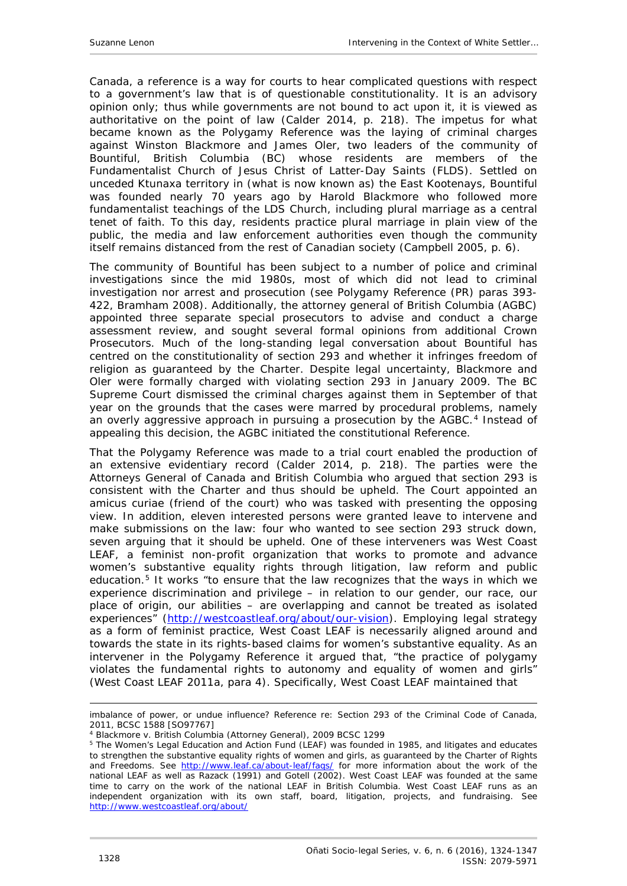Canada, a reference is a way for courts to hear complicated questions with respect to a government's law that is of questionable constitutionality. It is an advisory opinion only; thus while governments are not bound to act upon it, it is viewed as authoritative on the point of law (Calder 2014, p. 218). The impetus for what became known as the Polygamy Reference was the laying of criminal charges against Winston Blackmore and James Oler, two leaders of the community of Bountiful, British Columbia (BC) whose residents are members of the Fundamentalist Church of Jesus Christ of Latter-Day Saints (FLDS). Settled on unceded Ktunaxa territory in (what is now known as) the East Kootenays, Bountiful was founded nearly 70 years ago by Harold Blackmore who followed more fundamentalist teachings of the LDS Church, including plural marriage as a central tenet of faith. To this day, residents practice plural marriage in plain view of the public, the media and law enforcement authorities even though the community itself remains distanced from the rest of Canadian society (Campbell 2005, p. 6).

The community of Bountiful has been subject to a number of police and criminal investigations since the mid 1980s, most of which did not lead to criminal investigation nor arrest and prosecution (see Polygamy Reference (PR) paras 393-422, Bramham 2008). Additionally, the attorney general of British Columbia (AGBC) appointed three separate special prosecutors to advise and conduct a charge assessment review, and sought several formal opinions from additional Crown Prosecutors. Much of the long-standing legal conversation about Bountiful has centred on the constitutionality of section 293 and whether it infringes freedom of religion as guaranteed by the Charter. Despite legal uncertainty, Blackmore and Oler were formally charged with violating section 293 in January 2009. The BC Supreme Court dismissed the criminal charges against them in September of that year on the grounds that the cases were marred by procedural problems, namely an overly aggressive approach in pursuing a prosecution by the AGBC.[4] Instead of appealing this decision, the AGBC initiated the constitutional Reference.

That the Polygamy Reference was made to a trial court enabled the production of an extensive evidentiary record (Calder 2014, p. 218). The parties were the Attorneys General of Canada and British Columbia who argued that section 293 is consistent with the Charter and thus should be upheld. The Court appointed an amicus curiae (friend of the court) who was tasked with presenting the opposing view. In addition, eleven interested persons were granted leave to intervene and make submissions on the law: four who wanted to see section 293 struck down, seven arguing that it should be upheld. One of these interveners was West Coast LEAF, a feminist non-profit organization that works to promote and advance women's substantive equality rights through litigation, law reform and public education.[5] It works "to ensure that the law recognizes that the ways in which we experience discrimination and privilege – in relation to our gender, our race, our place of origin, our abilities – are overlapping and cannot be treated as isolated experiences" (http://westcoastleaf.org/about/our-vision). Employing legal strategy as a form of feminist practice, West Coast LEAF is necessarily aligned around and towards the state in its rights-based claims for women's substantive equality. As an intervener in the Polygamy Reference it argued that, "the practice of polygamy violates the fundamental rights to autonomy and equality of women and girls" (West Coast LEAF 2011a, para 4). Specifically, West Coast LEAF maintained that

---

imbalance of power, or undue influence? Reference re: Section 293 of the Criminal Code of Canada, 2011, BCSC 1588 [SO97767]

[4] Blackmore v. British Columbia (Attorney General), 2009 BCSC 1299

[5] The Women's Legal Education and Action Fund (LEAF) was founded in 1985, and litigates and educates to strengthen the substantive equality rights of women and girls, as guaranteed by the Charter of Rights and Freedoms. See http://www.leaf.ca/about-leaf/faqs/ for more information about the work of the national LEAF as well as Razack (1991) and Gotell (2002). West Coast LEAF was founded at the same time to carry on the work of the national LEAF in British Columbia. West Coast LEAF runs as an independent organization with its own staff, board, litigation, projects, and fundraising. See http://www.westcoastleaf.org/about/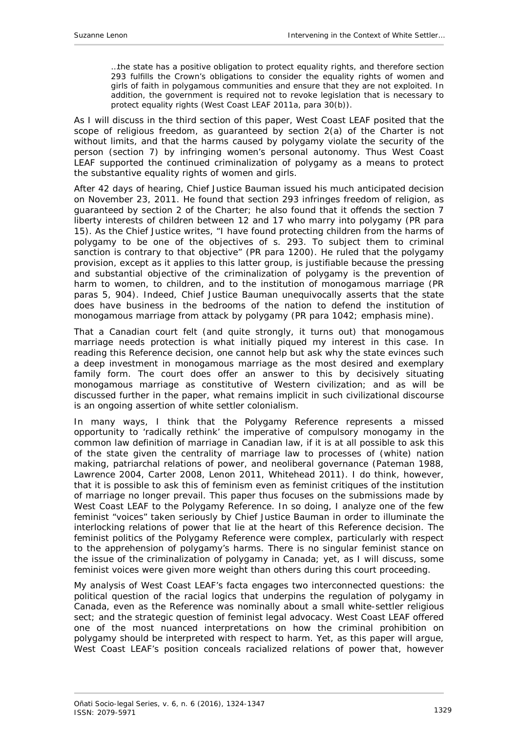> …the state has a positive obligation to protect equality rights, and therefore section 293 fulfills the Crown's obligations to consider the equality rights of women and girls of faith in polygamous communities and ensure that they are not exploited. In addition, the government is required not to revoke legislation that is necessary to protect equality rights (West Coast LEAF 2011a, para 30(b)).

As I will discuss in the third section of this paper, West Coast LEAF posited that the scope of religious freedom, as guaranteed by section 2(a) of the Charter is not without limits, and that the harms caused by polygamy violate the security of the person (section 7) by infringing women's personal autonomy. Thus West Coast LEAF supported the continued criminalization of polygamy as a means to protect the substantive equality rights of women and girls.

After 42 days of hearing, Chief Justice Bauman issued his much anticipated decision on November 23, 2011. He found that section 293 infringes freedom of religion, as guaranteed by section 2 of the Charter; he also found that it offends the section 7 liberty interests of children between 12 and 17 who marry into polygamy (PR para 15). As the Chief Justice writes, "I have found protecting children from the harms of polygamy to be one of the objectives of s. 293. To subject them to criminal sanction is contrary to that objective" (PR para 1200). He ruled that the polygamy provision, except as it applies to this latter group, is justifiable because the pressing and substantial objective of the criminalization of polygamy is the prevention of harm to women, to children, and to the institution of monogamous marriage (PR paras 5, 904). Indeed, Chief Justice Bauman unequivocally asserts that the state does have business in the bedrooms of the nation *to defend the institution of monogamous marriage from attack by polygamy* (PR para 1042; emphasis mine).

That a Canadian court felt (and quite strongly, it turns out) that monogamous marriage needs protection is what initially piqued my interest in this case. In reading this Reference decision, one cannot help but ask why the state evinces such a deep investment in monogamous marriage as the most desired and exemplary family form. The court does offer an answer to this by decisively situating monogamous marriage as constitutive of Western civilization; and as will be discussed further in the paper, what remains implicit in such civilizational discourse is an ongoing assertion of white settler colonialism.

In many ways, I think that the Polygamy Reference represents a missed opportunity to 'radically rethink' the imperative of compulsory monogamy in the common law definition of marriage in Canadian law, if it is at all possible to ask this of the state given the centrality of marriage law to processes of (white) nation making, patriarchal relations of power, and neoliberal governance (Pateman 1988, Lawrence 2004, Carter 2008, Lenon 2011, Whitehead 2011). I do think, however, that it is possible to ask this of feminism even as feminist critiques of the institution of marriage no longer prevail. This paper thus focuses on the submissions made by West Coast LEAF to the Polygamy Reference. In so doing, I analyze one of the few feminist "voices" taken seriously by Chief Justice Bauman in order to illuminate the interlocking relations of power that lie at the heart of this Reference decision. The feminist politics of the Polygamy Reference were complex, particularly with respect to the apprehension of polygamy's harms. There is no singular feminist stance on the issue of the criminalization of polygamy in Canada; yet, as I will discuss, some feminist voices were given more weight than others during this court proceeding.

My analysis of West Coast LEAF's facta engages two interconnected questions: the political question of the racial logics that underpins the regulation of polygamy in Canada, even as the Reference was nominally about a small white-settler religious sect; and the strategic question of feminist legal advocacy. West Coast LEAF offered one of the most nuanced interpretations on how the criminal prohibition on polygamy should be interpreted with respect to harm. Yet, as this paper will argue, West Coast LEAF's position conceals racialized relations of power that, however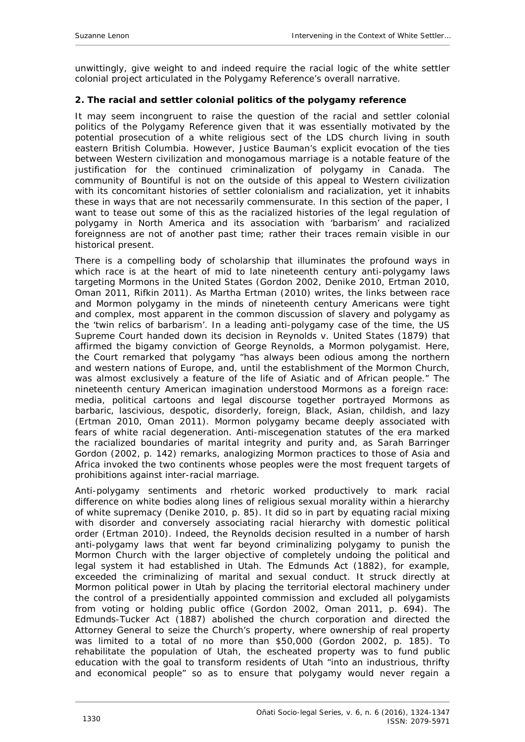unwittingly, give weight to and indeed require the racial logic of the white settler colonial project articulated in the Polygamy Reference's overall narrative.

## 2. The racial and settler colonial politics of the polygamy reference

It may seem incongruent to raise the question of the racial and settler colonial politics of the Polygamy Reference given that it was essentially motivated by the potential prosecution of a white religious sect of the LDS church living in south eastern British Columbia. However, Justice Bauman's explicit evocation of the ties between Western civilization and monogamous marriage is a notable feature of the justification for the continued criminalization of polygamy in Canada. The community of Bountiful is not on the outside of this appeal to Western civilization with its concomitant histories of settler colonialism and racialization, yet it inhabits these in ways that are not necessarily commensurate. In this section of the paper, I want to tease out some of this as the racialized histories of the legal regulation of polygamy in North America and its association with 'barbarism' and racialized foreignness are not of another past time; rather their traces remain visible in our historical present.

There is a compelling body of scholarship that illuminates the profound ways in which race is at the heart of mid to late nineteenth century anti-polygamy laws targeting Mormons in the United States (Gordon 2002, Denike 2010, Ertman 2010, Oman 2011, Rifkin 2011). As Martha Ertman (2010) writes, the links between race and Mormon polygamy in the minds of nineteenth century Americans were tight and complex, most apparent in the common discussion of slavery and polygamy as the 'twin relics of barbarism'. In a leading anti-polygamy case of the time, the US Supreme Court handed down its decision in *Reynolds v. United States* (1879) that affirmed the bigamy conviction of George Reynolds, a Mormon polygamist. Here, the Court remarked that polygamy "has always been odious among the northern and western nations of Europe, and, until the establishment of the Mormon Church, was almost exclusively a feature of the life of Asiatic and of African people." The nineteenth century American imagination understood Mormons as a foreign race: media, political cartoons and legal discourse together portrayed Mormons as barbaric, lascivious, despotic, disorderly, foreign, Black, Asian, childish, and lazy (Ertman 2010, Oman 2011). Mormon polygamy became deeply associated with fears of white racial degeneration. Anti-miscegenation statutes of the era marked the racialized boundaries of marital integrity and purity and, as Sarah Barringer Gordon (2002, p. 142) remarks, analogizing Mormon practices to those of Asia and Africa invoked the two continents whose peoples were the most frequent targets of prohibitions against inter-racial marriage.

Anti-polygamy sentiments and rhetoric worked productively to mark racial difference on white bodies along lines of religious sexual morality within a hierarchy of white supremacy (Denike 2010, p. 85). It did so in part by equating racial mixing with disorder and conversely associating racial hierarchy with domestic political order (Ertman 2010). Indeed, the Reynolds decision resulted in a number of harsh anti-polygamy laws that went far beyond criminalizing polygamy to punish the Mormon Church with the larger objective of completely undoing the political and legal system it had established in Utah. The Edmunds Act (1882), for example, exceeded the criminalizing of marital and sexual conduct. It struck directly at Mormon political power in Utah by placing the territorial electoral machinery under the control of a presidentially appointed commission and excluded all polygamists from voting or holding public office (Gordon 2002, Oman 2011, p. 694). The Edmunds-Tucker Act (1887) abolished the church corporation and directed the Attorney General to seize the Church's property, where ownership of real property was limited to a total of no more than $50,000 (Gordon 2002, p. 185). To rehabilitate the population of Utah, the escheated property was to fund public education with the goal to transform residents of Utah "into an industrious, thrifty and economical people" so as to ensure that polygamy would never regain a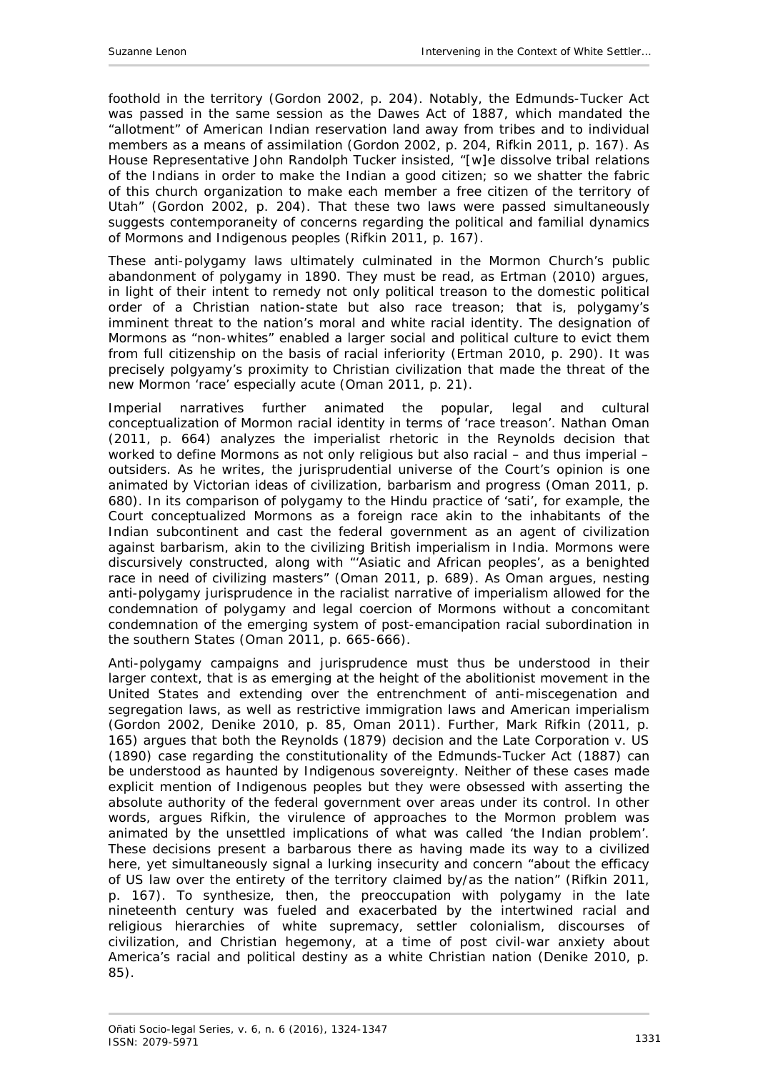foothold in the territory (Gordon 2002, p. 204). Notably, the Edmunds-Tucker Act was passed in the same session as the Dawes Act of 1887, which mandated the "allotment" of American Indian reservation land away from tribes and to individual members as a means of assimilation (Gordon 2002, p. 204, Rifkin 2011, p. 167). As House Representative John Randolph Tucker insisted, "[w]e dissolve tribal relations of the Indians in order to make the Indian a good citizen; so we shatter the fabric of this church organization to make each member a free citizen of the territory of Utah" (Gordon 2002, p. 204). That these two laws were passed simultaneously suggests contemporaneity of concerns regarding the political and familial dynamics of Mormons and Indigenous peoples (Rifkin 2011, p. 167).

These anti-polygamy laws ultimately culminated in the Mormon Church's public abandonment of polygamy in 1890. They must be read, as Ertman (2010) argues, in light of their intent to remedy not only political treason to the domestic political order of a Christian nation-state but also race treason; that is, polygamy's imminent threat to the nation's moral and white racial identity. The designation of Mormons as "non-whites" enabled a larger social and political culture to evict them from full citizenship on the basis of racial inferiority (Ertman 2010, p. 290). It was precisely polgyamy's proximity to Christian civilization that made the threat of the new Mormon 'race' especially acute (Oman 2011, p. 21).

Imperial narratives further animated the popular, legal and cultural conceptualization of Mormon racial identity in terms of 'race treason'. Nathan Oman (2011, p. 664) analyzes the imperialist rhetoric in the Reynolds decision that worked to define Mormons as not only religious but also racial – and thus imperial – outsiders. As he writes, the jurisprudential universe of the Court's opinion is one animated by Victorian ideas of civilization, barbarism and progress (Oman 2011, p. 680). In its comparison of polygamy to the Hindu practice of 'sati', for example, the Court conceptualized Mormons as a foreign race akin to the inhabitants of the Indian subcontinent and cast the federal government as an agent of civilization against barbarism, akin to the civilizing British imperialism in India. Mormons were discursively constructed, along with "'Asiatic and African peoples', as a benighted race in need of civilizing masters" (Oman 2011, p. 689). As Oman argues, nesting anti-polygamy jurisprudence in the racialist narrative of imperialism allowed for the condemnation of polygamy and legal coercion of Mormons without a concomitant condemnation of the emerging system of post-emancipation racial subordination in the southern States (Oman 2011, p. 665-666).

Anti-polygamy campaigns and jurisprudence must thus be understood in their larger context, that is as emerging at the height of the abolitionist movement in the United States and extending over the entrenchment of anti-miscegenation and segregation laws, as well as restrictive immigration laws and American imperialism (Gordon 2002, Denike 2010, p. 85, Oman 2011). Further, Mark Rifkin (2011, p. 165) argues that both the Reynolds (1879) decision and the Late Corporation v. US (1890) case regarding the constitutionality of the Edmunds-Tucker Act (1887) can be understood as haunted by Indigenous sovereignty. Neither of these cases made explicit mention of Indigenous peoples but they were obsessed with asserting the absolute authority of the federal government over areas under its control. In other words, argues Rifkin, the virulence of approaches to the Mormon problem was animated by the unsettled implications of what was called 'the Indian problem'. These decisions present a barbarous there as having made its way to a civilized here, yet simultaneously signal a lurking insecurity and concern "about the efficacy of US law over the entirety of the territory claimed by/as the nation" (Rifkin 2011, p. 167). To synthesize, then, the preoccupation with polygamy in the late nineteenth century was fueled and exacerbated by the intertwined racial and religious hierarchies of white supremacy, settler colonialism, discourses of civilization, and Christian hegemony, at a time of post civil-war anxiety about America's racial and political destiny as a white Christian nation (Denike 2010, p. 85).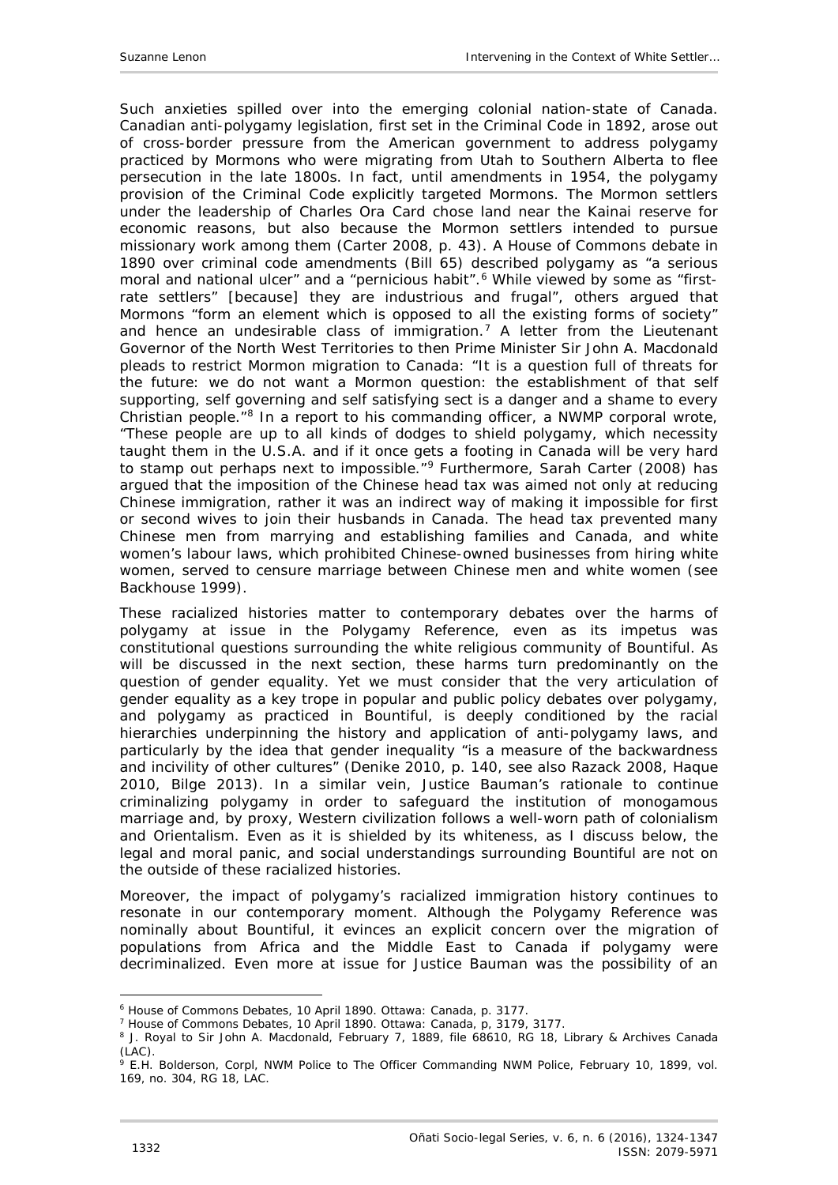Such anxieties spilled over into the emerging colonial nation-state of Canada. Canadian anti-polygamy legislation, first set in the Criminal Code in 1892, arose out of cross-border pressure from the American government to address polygamy practiced by Mormons who were migrating from Utah to Southern Alberta to flee persecution in the late 1800s. In fact, until amendments in 1954, the polygamy provision of the Criminal Code explicitly targeted Mormons. The Mormon settlers under the leadership of Charles Ora Card chose land near the Kainai reserve for economic reasons, but also because the Mormon settlers intended to pursue missionary work among them (Carter 2008, p. 43). A House of Commons debate in 1890 over criminal code amendments (Bill 65) described polygamy as "a serious moral and national ulcer" and a "pernicious habit".[6] While viewed by some as "first-rate settlers" [because] they are industrious and frugal", others argued that Mormons "form an element which is opposed to all the existing forms of society" and hence an undesirable class of immigration.[7] A letter from the Lieutenant Governor of the North West Territories to then Prime Minister Sir John A. Macdonald pleads to restrict Mormon migration to Canada: "It is a question full of threats for the future: we do not want a Mormon question: the establishment of that self supporting, self governing and self satisfying sect is a danger and a shame to every Christian people."[8] In a report to his commanding officer, a NWMP corporal wrote, "These people are up to all kinds of dodges to shield polygamy, which necessity taught them in the U.S.A. and if it once gets a footing in Canada will be very hard to stamp out perhaps next to impossible."[9] Furthermore, Sarah Carter (2008) has argued that the imposition of the Chinese head tax was aimed not only at reducing Chinese immigration, rather it was an indirect way of making it impossible for first or second wives to join their husbands in Canada. The head tax prevented many Chinese men from marrying and establishing families and Canada, and white women's labour laws, which prohibited Chinese-owned businesses from hiring white women, served to censure marriage between Chinese men and white women (see Backhouse 1999).

These racialized histories matter to contemporary debates over the harms of polygamy at issue in the Polygamy Reference, even as its impetus was constitutional questions surrounding the white religious community of Bountiful. As will be discussed in the next section, these harms turn predominantly on the question of gender equality. Yet we must consider that the very articulation of gender equality as a key trope in popular and public policy debates over polygamy, and polygamy as practiced in Bountiful, is deeply conditioned by the racial hierarchies underpinning the history and application of anti-polygamy laws, and particularly by the idea that gender inequality "is a measure of the backwardness and incivility of other cultures" (Denike 2010, p. 140, see also Razack 2008, Haque 2010, Bilge 2013). In a similar vein, Justice Bauman's rationale to continue criminalizing polygamy in order to safeguard the institution of monogamous marriage and, by proxy, Western civilization follows a well-worn path of colonialism and Orientalism. Even as it is shielded by its whiteness, as I discuss below, the legal and moral panic, and social understandings surrounding Bountiful are not on the outside of these racialized histories.

Moreover, the impact of polygamy's racialized immigration history continues to resonate in our contemporary moment. Although the Polygamy Reference was nominally about Bountiful, it evinces an explicit concern over the migration of populations from Africa and the Middle East to Canada if polygamy were decriminalized. Even more at issue for Justice Bauman was the possibility of an

---

[6] House of Commons Debates, 10 April 1890. Ottawa: Canada, p. 3177.

[7] House of Commons Debates, 10 April 1890. Ottawa: Canada, p, 3179, 3177.

[8] J. Royal to Sir John A. Macdonald, February 7, 1889, file 68610, RG 18, Library & Archives Canada (LAC).

[9] E.H. Bolderson, Corpl, NWM Police to The Officer Commanding NWM Police, February 10, 1899, vol. 169, no. 304, RG 18, LAC.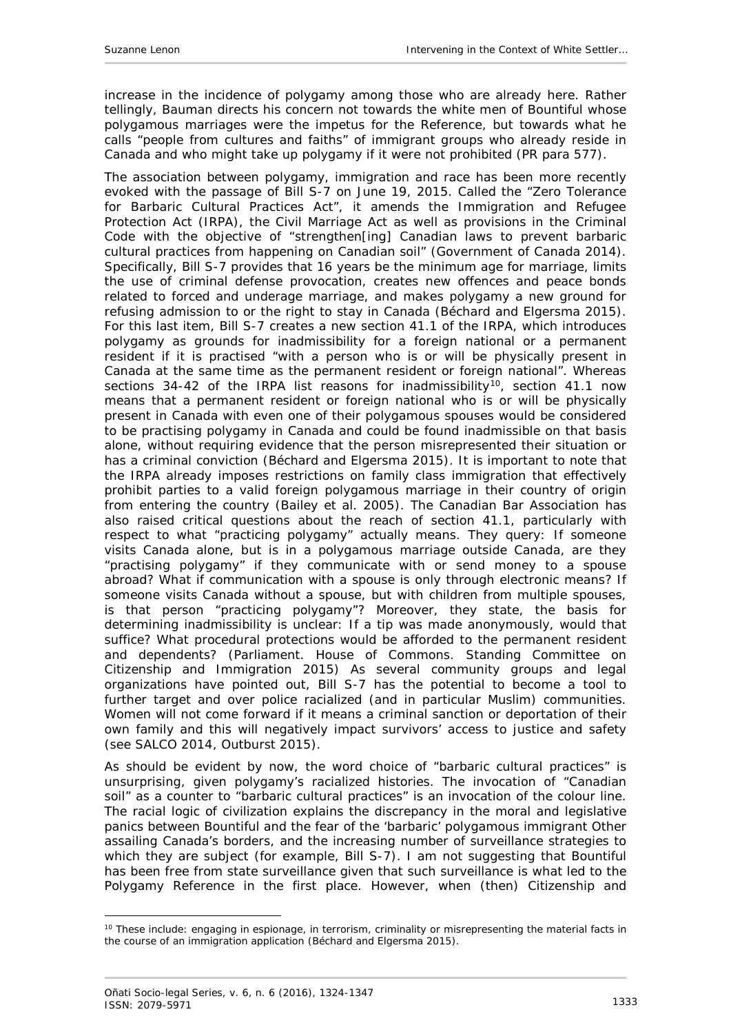increase in the incidence of polygamy among those who are already here. Rather tellingly, Bauman directs his concern not towards the white men of Bountiful whose polygamous marriages were the impetus for the Reference, but towards what he calls "people from cultures and faiths" of immigrant groups who already reside in Canada and who might take up polygamy if it were not prohibited (PR para 577).

The association between polygamy, immigration and race has been more recently evoked with the passage of Bill S-7 on June 19, 2015. Called the "Zero Tolerance for Barbaric Cultural Practices Act", it amends the Immigration and Refugee Protection Act (IRPA), the Civil Marriage Act as well as provisions in the Criminal Code with the objective of "strengthen[ing] Canadian laws to prevent barbaric cultural practices from happening on Canadian soil" (Government of Canada 2014). Specifically, Bill S-7 provides that 16 years be the minimum age for marriage, limits the use of criminal defense provocation, creates new offences and peace bonds related to forced and underage marriage, and makes polygamy a new ground for refusing admission to or the right to stay in Canada (Béchard and Elgersma 2015). For this last item, Bill S-7 creates a new section 41.1 of the IRPA, which introduces polygamy as grounds for inadmissibility for a foreign national or a permanent resident if it is practised "with a person who is or will be physically present in Canada at the same time as the permanent resident or foreign national". Whereas sections 34-42 of the IRPA list reasons for inadmissibility[10], section 41.1 now means that a permanent resident or foreign national who is or will be physically present in Canada with even one of their polygamous spouses would be considered to be practising polygamy in Canada and could be found inadmissible on that basis alone, without requiring evidence that the person misrepresented their situation or has a criminal conviction (Béchard and Elgersma 2015). It is important to note that the IRPA already imposes restrictions on family class immigration that effectively prohibit parties to a valid foreign polygamous marriage in their country of origin from entering the country (Bailey et al. 2005). The Canadian Bar Association has also raised critical questions about the reach of section 41.1, particularly with respect to what "practicing polygamy" actually means. They query: If someone visits Canada alone, but is in a polygamous marriage outside Canada, are they "practising polygamy" if they communicate with or send money to a spouse abroad? What if communication with a spouse is only through electronic means? If someone visits Canada without a spouse, but with children from multiple spouses, is that person "practicing polygamy"? Moreover, they state, the basis for determining inadmissibility is unclear: If a tip was made anonymously, would that suffice? What procedural protections would be afforded to the permanent resident and dependents? (Parliament. House of Commons. Standing Committee on Citizenship and Immigration 2015) As several community groups and legal organizations have pointed out, Bill S-7 has the potential to become a tool to further target and over police racialized (and in particular Muslim) communities. Women will not come forward if it means a criminal sanction or deportation of their own family and this will negatively impact survivors' access to justice and safety (see SALCO 2014, Outburst 2015).

As should be evident by now, the word choice of "barbaric cultural practices" is unsurprising, given polygamy's racialized histories. The invocation of "Canadian soil" as a counter to "barbaric cultural practices" is an invocation of the colour line. The racial logic of civilization explains the discrepancy in the moral and legislative panics between Bountiful and the fear of the 'barbaric' polygamous immigrant Other assailing Canada's borders, and the increasing number of surveillance strategies to which they are subject (for example, Bill S-7). I am not suggesting that Bountiful has been free from state surveillance given that such surveillance is what led to the Polygamy Reference in the first place. However, when (then) Citizenship and

[10] These include: engaging in espionage, in terrorism, criminality or misrepresenting the material facts in the course of an immigration application (Béchard and Elgersma 2015).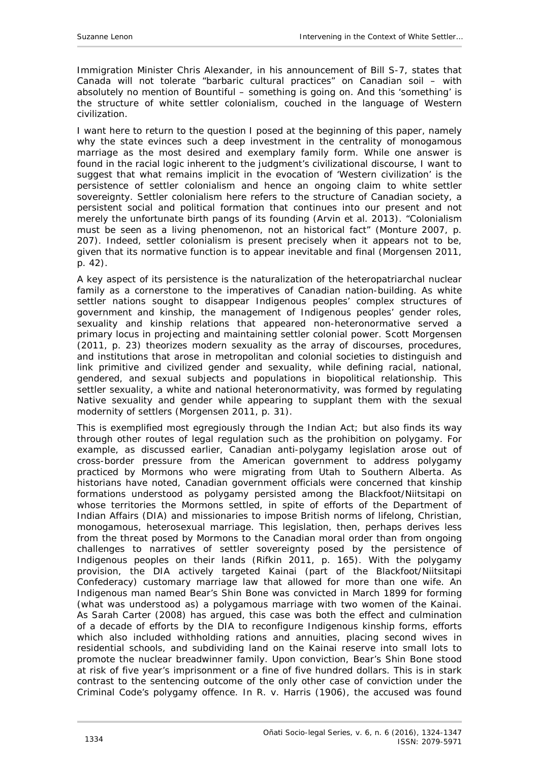Immigration Minister Chris Alexander, in his announcement of Bill S-7, states that Canada will not tolerate "barbaric cultural practices" on Canadian soil – with absolutely no mention of Bountiful – something is going on. And this 'something' is the structure of white settler colonialism, couched in the language of Western civilization.

I want here to return to the question I posed at the beginning of this paper, namely why the state evinces such a deep investment in the centrality of monogamous marriage as the most desired and exemplary family form. While one answer is found in the racial logic inherent to the judgment's civilizational discourse, I want to suggest that what remains implicit in the evocation of 'Western civilization' is the persistence of settler colonialism and hence an ongoing claim to white settler sovereignty. Settler colonialism here refers to the structure of Canadian society, a persistent social and political formation that continues into our present and not merely the unfortunate birth pangs of its founding (Arvin et al. 2013). "Colonialism must be seen as a living phenomenon, not an historical fact" (Monture 2007, p. 207). Indeed, settler colonialism is present precisely when it appears not to be, given that its normative function is to appear inevitable and final (Morgensen 2011, p. 42).

A key aspect of its persistence is the naturalization of the heteropatriarchal nuclear family as a cornerstone to the imperatives of Canadian nation-building. As white settler nations sought to disappear Indigenous peoples' complex structures of government and kinship, the management of Indigenous peoples' gender roles, sexuality and kinship relations that appeared non-heteronormative served a primary locus in projecting and maintaining settler colonial power. Scott Morgensen (2011, p. 23) theorizes modern sexuality as the array of discourses, procedures, and institutions that arose in metropolitan and colonial societies to distinguish and link primitive and civilized gender and sexuality, while defining racial, national, gendered, and sexual subjects and populations in biopolitical relationship. This settler sexuality, a white and national heteronormativity, was formed by regulating Native sexuality and gender while appearing to supplant them with the sexual modernity of settlers (Morgensen 2011, p. 31).

This is exemplified most egregiously through the Indian Act; but also finds its way through other routes of legal regulation such as the prohibition on polygamy. For example, as discussed earlier, Canadian anti-polygamy legislation arose out of cross-border pressure from the American government to address polygamy practiced by Mormons who were migrating from Utah to Southern Alberta. As historians have noted, Canadian government officials were concerned that kinship formations understood as polygamy persisted among the Blackfoot/Niitsitapi on whose territories the Mormons settled, in spite of efforts of the Department of Indian Affairs (DIA) and missionaries to impose British norms of lifelong, Christian, monogamous, heterosexual marriage. This legislation, then, perhaps derives less from the threat posed by Mormons to the Canadian moral order than from ongoing challenges to narratives of settler sovereignty posed by the persistence of Indigenous peoples on their lands (Rifkin 2011, p. 165). With the polygamy provision, the DIA actively targeted Kainai (part of the Blackfoot/Niitsitapi Confederacy) customary marriage law that allowed for more than one wife. An Indigenous man named Bear's Shin Bone was convicted in March 1899 for forming (what was understood as) a polygamous marriage with two women of the Kainai. As Sarah Carter (2008) has argued, this case was both the effect and culmination of a decade of efforts by the DIA to reconfigure Indigenous kinship forms, efforts which also included withholding rations and annuities, placing second wives in residential schools, and subdividing land on the Kainai reserve into small lots to promote the nuclear breadwinner family. Upon conviction, Bear's Shin Bone stood at risk of five year's imprisonment or a fine of five hundred dollars. This is in stark contrast to the sentencing outcome of the only other case of conviction under the Criminal Code's polygamy offence. In *R. v. Harris* (1906), the accused was found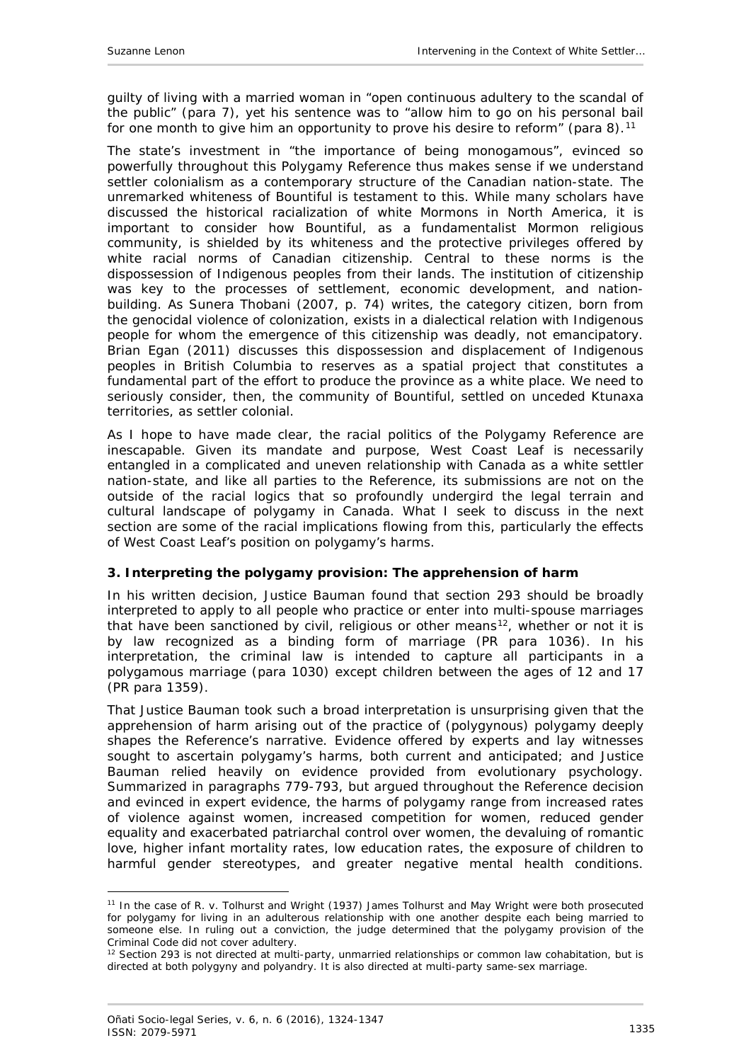guilty of living with a married woman in "open continuous adultery to the scandal of the public" (para 7), yet his sentence was to "allow him to go on his personal bail for one month to give him an opportunity to prove his desire to reform" (para 8).[11]

The state's investment in "the importance of being monogamous", evinced so powerfully throughout this Polygamy Reference thus makes sense if we understand settler colonialism as a contemporary structure of the Canadian nation-state. The unremarked whiteness of Bountiful is testament to this. While many scholars have discussed the historical racialization of white Mormons in North America, it is important to consider how Bountiful, as a fundamentalist Mormon religious community, is shielded by its whiteness and the protective privileges offered by white racial norms of Canadian citizenship. Central to these norms is the dispossession of Indigenous peoples from their lands. The institution of citizenship was key to the processes of settlement, economic development, and nation-building. As Sunera Thobani (2007, p. 74) writes, the category citizen, born from the genocidal violence of colonization, exists in a dialectical relation with Indigenous people for whom the emergence of this citizenship was deadly, not emancipatory. Brian Egan (2011) discusses this dispossession and displacement of Indigenous peoples in British Columbia to reserves as a spatial project that constitutes a fundamental part of the effort to produce the province as a white place. We need to seriously consider, then, the community of Bountiful, settled on unceded Ktunaxa territories, as settler colonial.

As I hope to have made clear, the racial politics of the Polygamy Reference are inescapable. Given its mandate and purpose, West Coast Leaf is necessarily entangled in a complicated and uneven relationship with Canada as a white settler nation-state, and like all parties to the Reference, its submissions are not on the outside of the racial logics that so profoundly undergird the legal terrain and cultural landscape of polygamy in Canada. What I seek to discuss in the next section are some of the racial implications flowing from this, particularly the effects of West Coast Leaf's position on polygamy's harms.

## 3. Interpreting the polygamy provision: The apprehension of harm

In his written decision, Justice Bauman found that section 293 should be broadly interpreted to apply to all people who practice or enter into multi-spouse marriages that have been sanctioned by civil, religious or other means[12], whether or not it is by law recognized as a binding form of marriage (PR para 1036). In his interpretation, the criminal law is intended to capture all participants in a polygamous marriage (para 1030) except children between the ages of 12 and 17 (PR para 1359).

That Justice Bauman took such a broad interpretation is unsurprising given that the apprehension of harm arising out of the practice of (polygynous) polygamy deeply shapes the Reference's narrative. Evidence offered by experts and lay witnesses sought to ascertain polygamy's harms, both current and anticipated; and Justice Bauman relied heavily on evidence provided from evolutionary psychology. Summarized in paragraphs 779-793, but argued throughout the Reference decision and evinced in expert evidence, the harms of polygamy range from increased rates of violence against women, increased competition for women, reduced gender equality and exacerbated patriarchal control over women, the devaluing of romantic love, higher infant mortality rates, low education rates, the exposure of children to harmful gender stereotypes, and greater negative mental health conditions.

---

[11] In the case of R. v. Tolhurst and Wright (1937) James Tolhurst and May Wright were both prosecuted for polygamy for living in an adulterous relationship with one another despite each being married to someone else. In ruling out a conviction, the judge determined that the polygamy provision of the Criminal Code did not cover adultery.

[12] Section 293 is not directed at multi-party, unmarried relationships or common law cohabitation, but is directed at both polygyny and polyandry. It is also directed at multi-party same-sex marriage.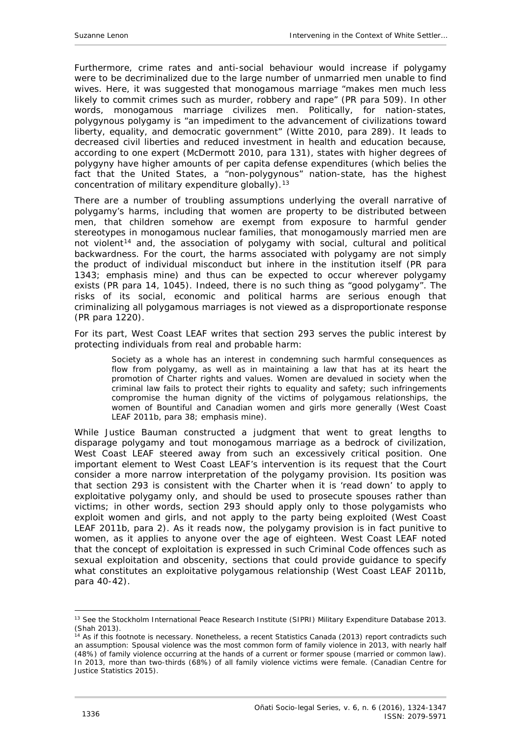Furthermore, crime rates and anti-social behaviour would increase if polygamy were to be decriminalized due to the large number of unmarried men unable to find wives. Here, it was suggested that monogamous marriage "makes men much less likely to commit crimes such as murder, robbery and rape" (PR para 509). In other words, monogamous marriage civilizes men. Politically, for nation-states, polygynous polygamy is "an impediment to the advancement of civilizations toward liberty, equality, and democratic government" (Witte 2010, para 289). It leads to decreased civil liberties and reduced investment in health and education because, according to one expert (McDermott 2010, para 131), states with higher degrees of polygyny have higher amounts of per capita defense expenditures (which belies the fact that the United States, a "non-polygynous" nation-state, has the highest concentration of military expenditure globally).[13]

There are a number of troubling assumptions underlying the overall narrative of polygamy's harms, including that women are property to be distributed between men, that children somehow are exempt from exposure to harmful gender stereotypes in monogamous nuclear families, that monogamously married men are not violent[14] and, the association of polygamy with social, cultural and political backwardness. For the court, the harms associated with polygamy are not simply the product of individual misconduct but inhere in the institution itself (PR para 1343; emphasis mine) and thus can be expected to occur wherever polygamy exists (PR para 14, 1045). Indeed, there is no such thing as "good polygamy". The risks of its social, economic and political harms are serious enough that criminalizing all polygamous marriages is not viewed as a disproportionate response (PR para 1220).

For its part, West Coast LEAF writes that section 293 serves the public interest by protecting individuals from real and probable harm:

> Society as a whole has an interest in condemning such harmful consequences as flow from polygamy, as well as in maintaining a law that has at its heart the promotion of Charter rights and values. Women are devalued in society when the criminal law fails to protect their rights to equality and safety; such infringements compromise the human dignity of the victims of polygamous relationships, the women of Bountiful and Canadian women and girls more generally (West Coast LEAF 2011b, para 38; emphasis mine).

While Justice Bauman constructed a judgment that went to great lengths to disparage polygamy and tout monogamous marriage as a bedrock of civilization, West Coast LEAF steered away from such an excessively critical position. One important element to West Coast LEAF's intervention is its request that the Court consider a more narrow interpretation of the polygamy provision. Its position was that section 293 is consistent with the Charter when it is 'read down' to apply to exploitative polygamy only, and should be used to prosecute spouses rather than victims; in other words, section 293 should apply only to those polygamists who exploit women and girls, and not apply to the party being exploited (West Coast LEAF 2011b, para 2). As it reads now, the polygamy provision is in fact punitive to women, as it applies to anyone over the age of eighteen. West Coast LEAF noted that the concept of exploitation is expressed in such Criminal Code offences such as sexual exploitation and obscenity, sections that could provide guidance to specify what constitutes an exploitative polygamous relationship (West Coast LEAF 2011b, para 40-42).

---

[13] See the Stockholm International Peace Research Institute (SIPRI) Military Expenditure Database 2013. (Shah 2013).

[14] As if this footnote is necessary. Nonetheless, a recent Statistics Canada (2013) report contradicts such an assumption: Spousal violence was the most common form of family violence in 2013, with nearly half (48%) of family violence occurring at the hands of a current or former spouse (married or common law). In 2013, more than two-thirds (68%) of all family violence victims were female. (Canadian Centre for Justice Statistics 2015).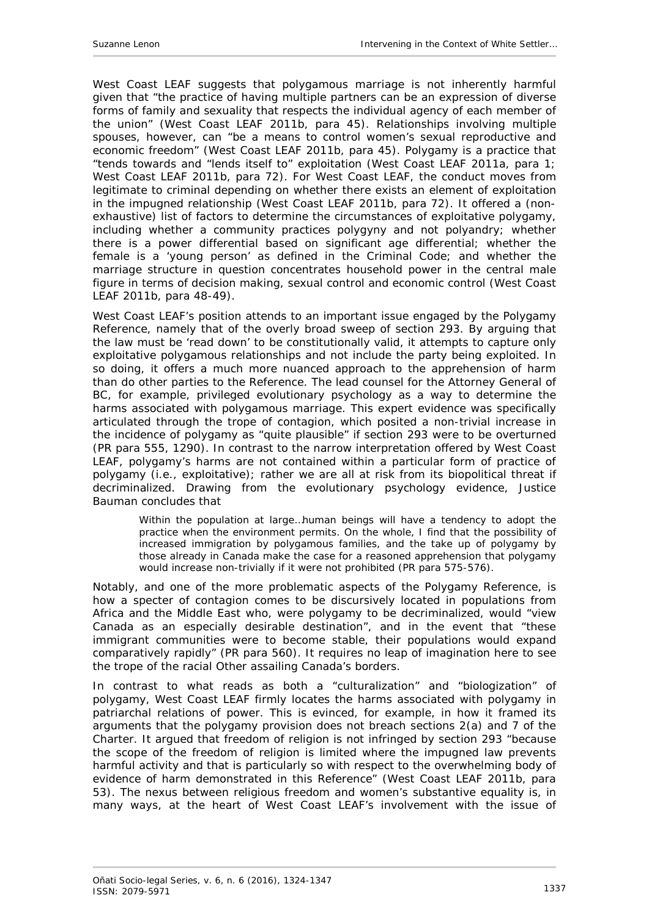West Coast LEAF suggests that polygamous marriage is not inherently harmful given that "the practice of having multiple partners can be an expression of diverse forms of family and sexuality that respects the individual agency of each member of the union" (West Coast LEAF 2011b, para 45). Relationships involving multiple spouses, however, can "be a means to control women's sexual reproductive and economic freedom" (West Coast LEAF 2011b, para 45). Polygamy is a practice that "tends towards and "lends itself to" exploitation (West Coast LEAF 2011a, para 1; West Coast LEAF 2011b, para 72). For West Coast LEAF, the conduct moves from legitimate to criminal depending on whether there exists an element of exploitation in the impugned relationship (West Coast LEAF 2011b, para 72). It offered a (non-exhaustive) list of factors to determine the circumstances of exploitative polygamy, including whether a community practices polygyny and not polyandry; whether there is a power differential based on significant age differential; whether the female is a 'young person' as defined in the Criminal Code; and whether the marriage structure in question concentrates household power in the central male figure in terms of decision making, sexual control and economic control (West Coast LEAF 2011b, para 48-49).

West Coast LEAF's position attends to an important issue engaged by the Polygamy Reference, namely that of the overly broad sweep of section 293. By arguing that the law must be 'read down' to be constitutionally valid, it attempts to capture only exploitative polygamous relationships and not include the party being exploited. In so doing, it offers a much more nuanced approach to the apprehension of harm than do other parties to the Reference. The lead counsel for the Attorney General of BC, for example, privileged evolutionary psychology as a way to determine the harms associated with polygamous marriage. This expert evidence was specifically articulated through the trope of contagion, which posited a non-trivial increase in the incidence of polygamy as "quite plausible" if section 293 were to be overturned (PR para 555, 1290). In contrast to the narrow interpretation offered by West Coast LEAF, polygamy's harms are not contained within a particular form of practice of polygamy (i.e., exploitative); rather we are all at risk from its biopolitical threat if decriminalized. Drawing from the evolutionary psychology evidence, Justice Bauman concludes that

> Within the population at large…human beings will have a tendency to adopt the practice when the environment permits. On the whole, I find that the possibility of increased immigration by polygamous families, and the take up of polygamy by those already in Canada make the case for a reasoned apprehension that polygamy would increase non-trivially if it were not prohibited (PR para 575-576).

Notably, and one of the more problematic aspects of the Polygamy Reference, is how a specter of contagion comes to be discursively located in populations from Africa and the Middle East who, were polygamy to be decriminalized, would "view Canada as an especially desirable destination", and in the event that "these immigrant communities were to become stable, their populations would expand comparatively rapidly" (PR para 560). It requires no leap of imagination here to see the trope of the racial Other assailing Canada's borders.

In contrast to what reads as both a "culturalization" and "biologization" of polygamy, West Coast LEAF firmly locates the harms associated with polygamy in patriarchal relations of power. This is evinced, for example, in how it framed its arguments that the polygamy provision does not breach sections 2(a) and 7 of the Charter. It argued that freedom of religion is not infringed by section 293 "because the scope of the freedom of religion is limited where the impugned law prevents harmful activity and that is particularly so with respect to the overwhelming body of evidence of harm demonstrated in this Reference" (West Coast LEAF 2011b, para 53). The nexus between religious freedom and women's substantive equality is, in many ways, at the heart of West Coast LEAF's involvement with the issue of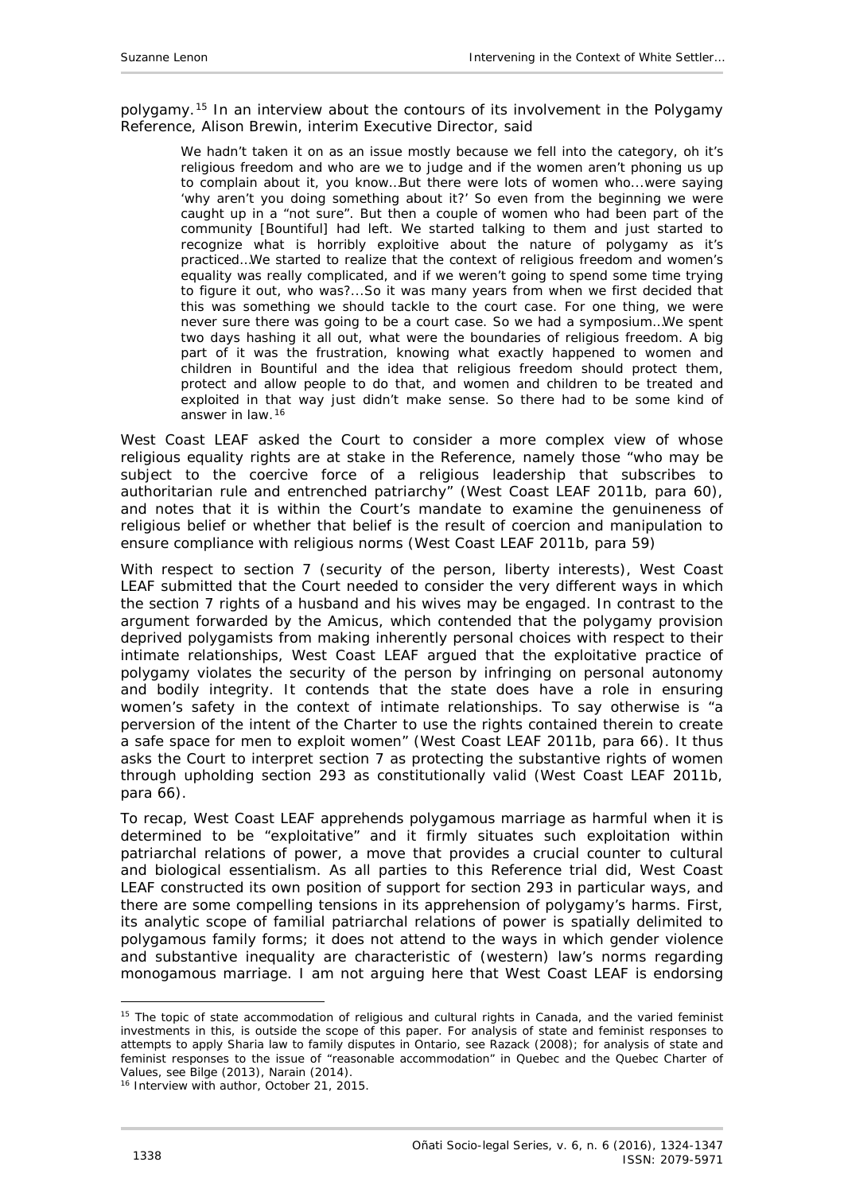polygamy.[15] In an interview about the contours of its involvement in the Polygamy Reference, Alison Brewin, interim Executive Director, said

> We hadn't taken it on as an issue mostly because we fell into the category, oh it's religious freedom and who are we to judge and if the women aren't phoning us up to complain about it, you know…But there were lots of women who…were saying 'why aren't you doing something about it?' So even from the beginning we were caught up in a "not sure". But then a couple of women who had been part of the community [Bountiful] had left. We started talking to them and just started to recognize what is horribly exploitive about the nature of polygamy as it's practiced…We started to realize that the context of religious freedom and women's equality was really complicated, and if we weren't going to spend some time trying to figure it out, who was?…So it was many years from when we first decided that this was something we should tackle to the court case. For one thing, we were never sure there was going to be a court case. So we had a symposium…We spent two days hashing it all out, what were the boundaries of religious freedom. A big part of it was the frustration, knowing what exactly happened to women and children in Bountiful and the idea that religious freedom should protect them, protect and allow people to do that, and women and children to be treated and exploited in that way just didn't make sense. So there had to be some kind of answer in law.[16]

West Coast LEAF asked the Court to consider a more complex view of whose religious equality rights are at stake in the Reference, namely those "who may be subject to the coercive force of a religious leadership that subscribes to authoritarian rule and entrenched patriarchy" (West Coast LEAF 2011b, para 60), and notes that it is within the Court's mandate to examine the genuineness of religious belief or whether that belief is the result of coercion and manipulation to ensure compliance with religious norms (West Coast LEAF 2011b, para 59)

With respect to section 7 (security of the person, liberty interests), West Coast LEAF submitted that the Court needed to consider the very different ways in which the section 7 rights of a husband and his wives may be engaged. In contrast to the argument forwarded by the Amicus, which contended that the polygamy provision deprived polygamists from making inherently personal choices with respect to their intimate relationships, West Coast LEAF argued that the exploitative practice of polygamy violates the security of the person by infringing on personal autonomy and bodily integrity. It contends that the state does have a role in ensuring women's safety in the context of intimate relationships. To say otherwise is "a perversion of the intent of the Charter to use the rights contained therein to create a safe space for men to exploit women" (West Coast LEAF 2011b, para 66). It thus asks the Court to interpret section 7 as protecting the substantive rights of women through upholding section 293 as constitutionally valid (West Coast LEAF 2011b, para 66).

To recap, West Coast LEAF apprehends polygamous marriage as harmful when it is determined to be "exploitative" and it firmly situates such exploitation within patriarchal relations of power, a move that provides a crucial counter to cultural and biological essentialism. As all parties to this Reference trial did, West Coast LEAF constructed its own position of support for section 293 in particular ways, and there are some compelling tensions in its apprehension of polygamy's harms. First, its analytic scope of familial patriarchal relations of power is spatially delimited to polygamous family forms; it does not attend to the ways in which gender violence and substantive inequality are characteristic of (western) law's norms regarding monogamous marriage. I am not arguing here that West Coast LEAF is endorsing

---

[15] The topic of state accommodation of religious and cultural rights in Canada, and the varied feminist investments in this, is outside the scope of this paper. For analysis of state and feminist responses to attempts to apply Sharia law to family disputes in Ontario, see Razack (2008); for analysis of state and feminist responses to the issue of "reasonable accommodation" in Quebec and the Quebec Charter of Values, see Bilge (2013), Narain (2014).

[16] Interview with author, October 21, 2015.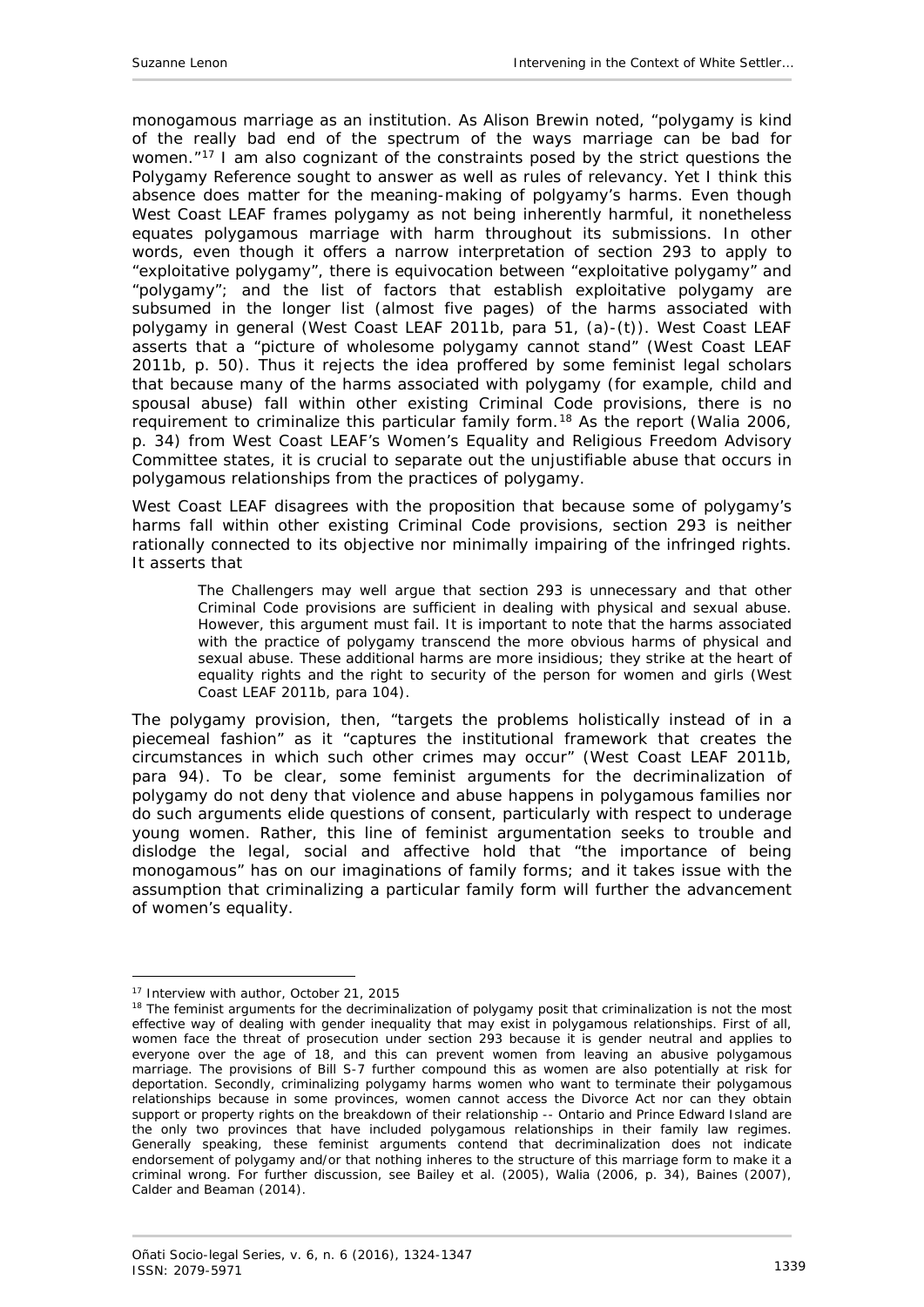monogamous marriage as an institution. As Alison Brewin noted, "polygamy is kind of the really bad end of the spectrum of the ways marriage can be bad for women."[17] I am also cognizant of the constraints posed by the strict questions the Polygamy Reference sought to answer as well as rules of relevancy. Yet I think this absence does matter for the meaning-making of polgyamy's harms. Even though West Coast LEAF frames polygamy as not being inherently harmful, it nonetheless equates polygamous marriage with harm throughout its submissions. In other words, even though it offers a narrow interpretation of section 293 to apply to "exploitative polygamy", there is equivocation between "exploitative polygamy" and "polygamy"; and the list of factors that establish exploitative polygamy are subsumed in the longer list (almost five pages) of the harms associated with polygamy in general (West Coast LEAF 2011b, para 51, (a)-(t)). West Coast LEAF asserts that a "picture of wholesome polygamy cannot stand" (West Coast LEAF 2011b, p. 50). Thus it rejects the idea proffered by some feminist legal scholars that because many of the harms associated with polygamy (for example, child and spousal abuse) fall within other existing Criminal Code provisions, there is no requirement to criminalize this particular family form.[18] As the report (Walia 2006, p. 34) from West Coast LEAF's Women's Equality and Religious Freedom Advisory Committee states, it is crucial to separate out the unjustifiable abuse that occurs in polygamous relationships from the practices of polygamy.

West Coast LEAF disagrees with the proposition that because some of polygamy's harms fall within other existing Criminal Code provisions, section 293 is neither rationally connected to its objective nor minimally impairing of the infringed rights. It asserts that

> The Challengers may well argue that section 293 is unnecessary and that other Criminal Code provisions are sufficient in dealing with physical and sexual abuse. However, this argument must fail. It is important to note that the harms associated with the practice of polygamy transcend the more obvious harms of physical and sexual abuse. These additional harms are more insidious; they strike at the heart of equality rights and the right to security of the person for women and girls (West Coast LEAF 2011b, para 104).

The polygamy provision, then, "targets the problems holistically instead of in a piecemeal fashion" as it "captures the institutional framework that creates the circumstances in which such other crimes may occur" (West Coast LEAF 2011b, para 94). To be clear, some feminist arguments for the decriminalization of polygamy do not deny that violence and abuse happens in polygamous families nor do such arguments elide questions of consent, particularly with respect to underage young women. Rather, this line of feminist argumentation seeks to trouble and dislodge the legal, social and affective hold that "the importance of being monogamous" has on our imaginations of family forms; and it takes issue with the assumption that criminalizing a particular family form will further the advancement of women's equality.

---

[17] Interview with author, October 21, 2015

[18] The feminist arguments for the decriminalization of polygamy posit that criminalization is not the most effective way of dealing with gender inequality that may exist in polygamous relationships. First of all, women face the threat of prosecution under section 293 because it is gender neutral and applies to everyone over the age of 18, and this can prevent women from leaving an abusive polygamous marriage. The provisions of Bill S-7 further compound this as women are also potentially at risk for deportation. Secondly, criminalizing polygamy harms women who want to terminate their polygamous relationships because in some provinces, women cannot access the Divorce Act nor can they obtain support or property rights on the breakdown of their relationship -- Ontario and Prince Edward Island are the only two provinces that have included polygamous relationships in their family law regimes. Generally speaking, these feminist arguments contend that decriminalization does not indicate endorsement of polygamy and/or that nothing inheres to the structure of this marriage form to make it a criminal wrong. For further discussion, see Bailey et al. (2005), Walia (2006, p. 34), Baines (2007), Calder and Beaman (2014).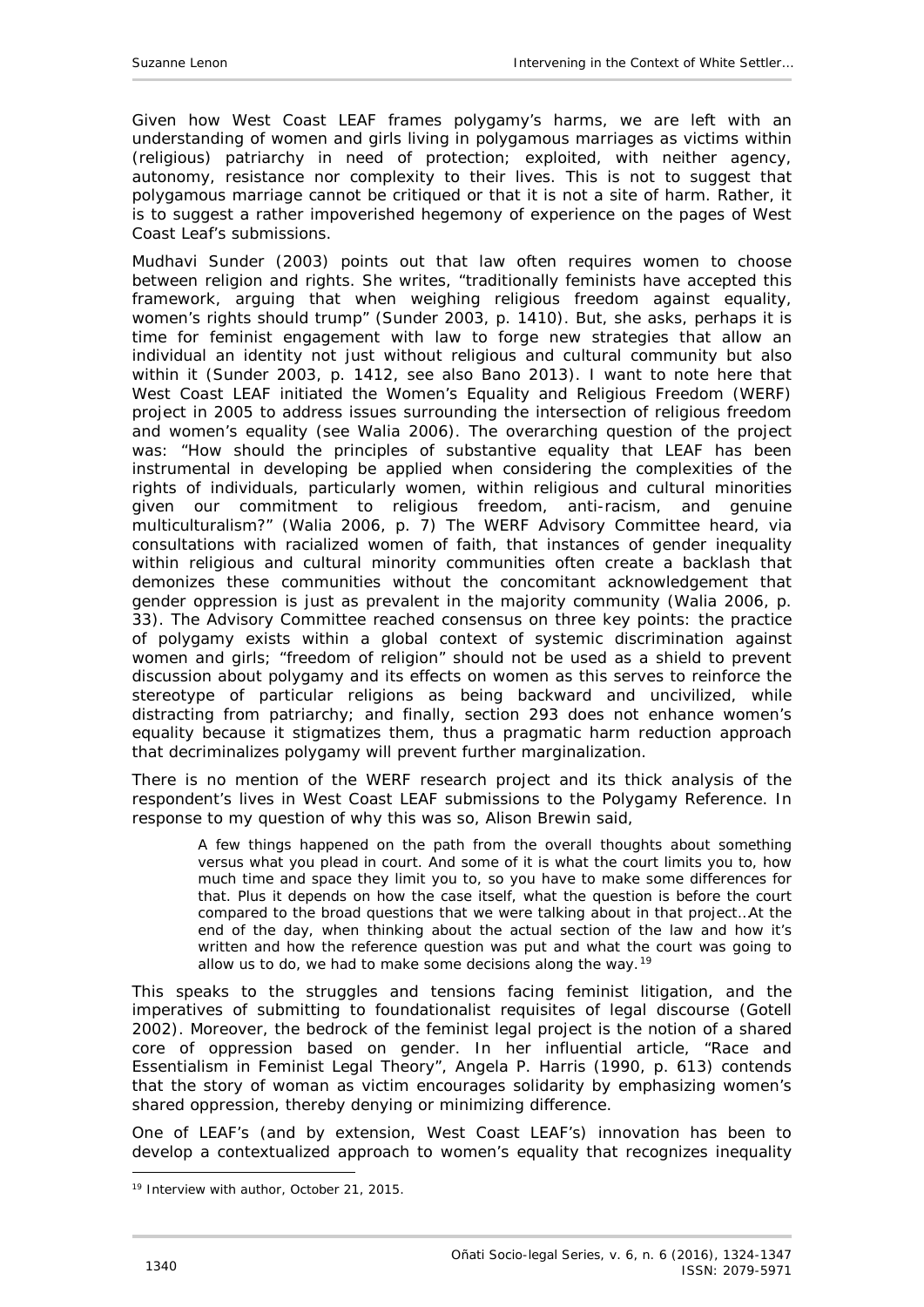Given how West Coast LEAF frames polygamy's harms, we are left with an understanding of women and girls living in polygamous marriages as victims within (religious) patriarchy in need of protection; exploited, with neither agency, autonomy, resistance nor complexity to their lives. This is not to suggest that polygamous marriage cannot be critiqued or that it is not a site of harm. Rather, it is to suggest a rather impoverished hegemony of experience on the pages of West Coast Leaf's submissions.

Mudhavi Sunder (2003) points out that law often requires women to choose between religion and rights. She writes, "traditionally feminists have accepted this framework, arguing that when weighing religious freedom against equality, women's rights should trump" (Sunder 2003, p. 1410). But, she asks, perhaps it is time for feminist engagement with law to forge new strategies that allow an individual an identity not just without religious and cultural community but also within it (Sunder 2003, p. 1412, see also Bano 2013). I want to note here that West Coast LEAF initiated the Women's Equality and Religious Freedom (WERF) project in 2005 to address issues surrounding the intersection of religious freedom and women's equality (see Walia 2006). The overarching question of the project was: "How should the principles of substantive equality that LEAF has been instrumental in developing be applied when considering the complexities of the rights of individuals, particularly women, within religious and cultural minorities given our commitment to religious freedom, anti-racism, and genuine multiculturalism?" (Walia 2006, p. 7) The WERF Advisory Committee heard, via consultations with racialized women of faith, that instances of gender inequality within religious and cultural minority communities often create a backlash that demonizes these communities without the concomitant acknowledgement that gender oppression is just as prevalent in the majority community (Walia 2006, p. 33). The Advisory Committee reached consensus on three key points: the practice of polygamy exists within a global context of systemic discrimination against women and girls; "freedom of religion" should not be used as a shield to prevent discussion about polygamy and its effects on women as this serves to reinforce the stereotype of particular religions as being backward and uncivilized, while distracting from patriarchy; and finally, section 293 does not enhance women's equality because it stigmatizes them, thus a pragmatic harm reduction approach that decriminalizes polygamy will prevent further marginalization.

There is no mention of the WERF research project and its thick analysis of the respondent's lives in West Coast LEAF submissions to the Polygamy Reference. In response to my question of why this was so, Alison Brewin said,

> A few things happened on the path from the overall thoughts about something versus what you plead in court. And some of it is what the court limits you to, how much time and space they limit you to, so you have to make some differences for that. Plus it depends on how the case itself, what the question is before the court compared to the broad questions that we were talking about in that project…At the end of the day, when thinking about the actual section of the law and how it's written and how the reference question was put and what the court was going to allow us to do, we had to make some decisions along the way.[19]

This speaks to the struggles and tensions facing feminist litigation, and the imperatives of submitting to foundationalist requisites of legal discourse (Gotell 2002). Moreover, the bedrock of the feminist legal project is the notion of a shared core of oppression based on gender. In her influential article, "Race and Essentialism in Feminist Legal Theory", Angela P. Harris (1990, p. 613) contends that the story of woman as victim encourages solidarity by emphasizing women's shared oppression, thereby denying or minimizing difference.

One of LEAF's (and by extension, West Coast LEAF's) innovation has been to develop a contextualized approach to women's equality that recognizes inequality

---

[19] Interview with author, October 21, 2015.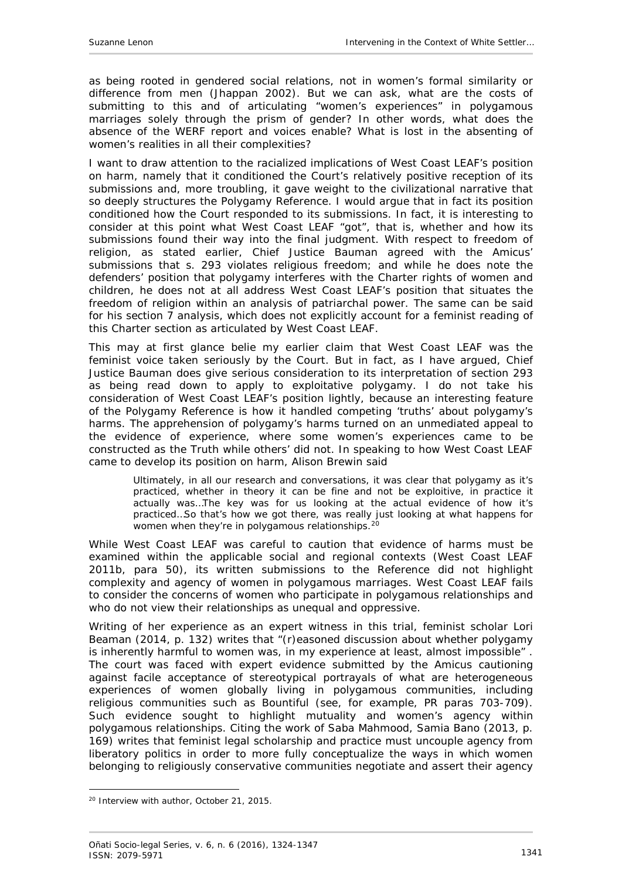as being rooted in gendered social relations, not in women's formal similarity or difference from men (Jhappan 2002). But we can ask, what are the costs of submitting to this and of articulating "women's experiences" in polygamous marriages solely through the prism of gender? In other words, what does the absence of the WERF report and voices enable? What is lost in the absenting of women's realities in all their complexities?

I want to draw attention to the racialized implications of West Coast LEAF's position on harm, namely that it conditioned the Court's relatively positive reception of its submissions and, more troubling, it gave weight to the civilizational narrative that so deeply structures the Polygamy Reference. I would argue that in fact its position conditioned how the Court responded to its submissions. In fact, it is interesting to consider at this point what West Coast LEAF "got", that is, whether and how its submissions found their way into the final judgment. With respect to freedom of religion, as stated earlier, Chief Justice Bauman agreed with the Amicus' submissions that s. 293 violates religious freedom; and while he does note the defenders' position that polygamy interferes with the Charter rights of women and children, he does not at all address West Coast LEAF's position that situates the freedom of religion within an analysis of patriarchal power. The same can be said for his section 7 analysis, which does not explicitly account for a feminist reading of this Charter section as articulated by West Coast LEAF.

This may at first glance belie my earlier claim that West Coast LEAF was the feminist voice taken seriously by the Court. But in fact, as I have argued, Chief Justice Bauman does give serious consideration to its interpretation of section 293 as being read down to apply to exploitative polygamy. I do not take his consideration of West Coast LEAF's position lightly, because an interesting feature of the Polygamy Reference is how it handled competing 'truths' about polygamy's harms. The apprehension of polygamy's harms turned on an unmediated appeal to the evidence of experience, where some women's experiences came to be constructed as the Truth while others' did not. In speaking to how West Coast LEAF came to develop its position on harm, Alison Brewin said

> Ultimately, in all our research and conversations, it was clear that polygamy as it's practiced, whether in theory it can be fine and not be exploitive, in practice it actually was…The key was for us looking at the actual evidence of how it's practiced…So that's how we got there, was really just looking at what happens for women when they're in polygamous relationships.[20]

While West Coast LEAF was careful to caution that evidence of harms must be examined within the applicable social and regional contexts (West Coast LEAF 2011b, para 50), its written submissions to the Reference did not highlight complexity and agency of women in polygamous marriages. West Coast LEAF fails to consider the concerns of women who participate in polygamous relationships and who do not view their relationships as unequal and oppressive.

Writing of her experience as an expert witness in this trial, feminist scholar Lori Beaman (2014, p. 132) writes that "(r)easoned discussion about whether polygamy is inherently harmful to women was, in my experience at least, almost impossible". The court was faced with expert evidence submitted by the Amicus cautioning against facile acceptance of stereotypical portrayals of what are heterogeneous experiences of women globally living in polygamous communities, including religious communities such as Bountiful (see, for example, PR paras 703-709). Such evidence sought to highlight mutuality and women's agency within polygamous relationships. Citing the work of Saba Mahmood, Samia Bano (2013, p. 169) writes that feminist legal scholarship and practice must uncouple agency from liberatory politics in order to more fully conceptualize the ways in which women belonging to religiously conservative communities negotiate and assert their agency

---

[20] Interview with author, October 21, 2015.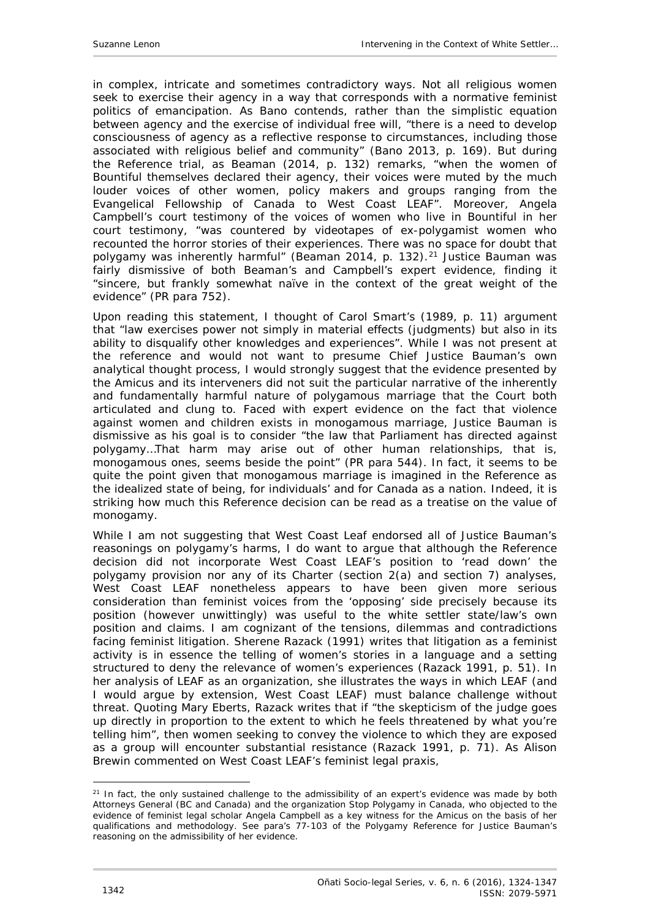in complex, intricate and sometimes contradictory ways. Not all religious women seek to exercise their agency in a way that corresponds with a normative feminist politics of emancipation. As Bano contends, rather than the simplistic equation between agency and the exercise of individual free will, "there is a need to develop consciousness of agency as a reflective response to circumstances, including those associated with religious belief and community" (Bano 2013, p. 169). But during the Reference trial, as Beaman (2014, p. 132) remarks, "when the women of Bountiful themselves declared their agency, their voices were muted by the much louder voices of other women, policy makers and groups ranging from the Evangelical Fellowship of Canada to West Coast LEAF". Moreover, Angela Campbell's court testimony of the voices of women who live in Bountiful in her court testimony, "was countered by videotapes of ex-polygamist women who recounted the horror stories of their experiences. There was no space for doubt that polygamy was inherently harmful" (Beaman 2014, p. 132).[21] Justice Bauman was fairly dismissive of both Beaman's and Campbell's expert evidence, finding it "sincere, but frankly somewhat naïve in the context of the great weight of the evidence" (PR para 752).

Upon reading this statement, I thought of Carol Smart's (1989, p. 11) argument that "law exercises power not simply in material effects (judgments) but also in its ability to disqualify other knowledges and experiences". While I was not present at the reference and would not want to presume Chief Justice Bauman's own analytical thought process, I would strongly suggest that the evidence presented by the Amicus and its interveners did not suit the particular narrative of the inherently and fundamentally harmful nature of polygamous marriage that the Court both articulated and clung to. Faced with expert evidence on the fact that violence against women and children exists in monogamous marriage, Justice Bauman is dismissive as his goal is to consider "the law that Parliament has directed against polygamy…That harm may arise out of other human relationships, that is, monogamous ones, seems beside the point" (PR para 544). In fact, it seems to be quite the point given that monogamous marriage is imagined in the Reference as the idealized state of being, for individuals' and for Canada as a nation. Indeed, it is striking how much this Reference decision can be read as a treatise on the value of monogamy.

While I am not suggesting that West Coast Leaf endorsed all of Justice Bauman's reasonings on polygamy's harms, I do want to argue that although the Reference decision did not incorporate West Coast LEAF's position to 'read down' the polygamy provision nor any of its Charter (section 2(a) and section 7) analyses, West Coast LEAF nonetheless appears to have been given more serious consideration than feminist voices from the 'opposing' side precisely because its position (however unwittingly) was useful to the white settler state/law's own position and claims. I am cognizant of the tensions, dilemmas and contradictions facing feminist litigation. Sherene Razack (1991) writes that litigation as a feminist activity is in essence the telling of women's stories in a language and a setting structured to deny the relevance of women's experiences (Razack 1991, p. 51). In her analysis of LEAF as an organization, she illustrates the ways in which LEAF (and I would argue by extension, West Coast LEAF) must balance challenge without threat. Quoting Mary Eberts, Razack writes that if "the skepticism of the judge goes up directly in proportion to the extent to which he feels threatened by what you're telling him", then women seeking to convey the violence to which they are exposed as a group will encounter substantial resistance (Razack 1991, p. 71). As Alison Brewin commented on West Coast LEAF's feminist legal praxis,

---

[21] In fact, the only sustained challenge to the admissibility of an expert's evidence was made by both Attorneys General (BC and Canada) and the organization Stop Polygamy in Canada, who objected to the evidence of feminist legal scholar Angela Campbell as a key witness for the Amicus on the basis of her qualifications and methodology. See para's 77-103 of the Polygamy Reference for Justice Bauman's reasoning on the admissibility of her evidence.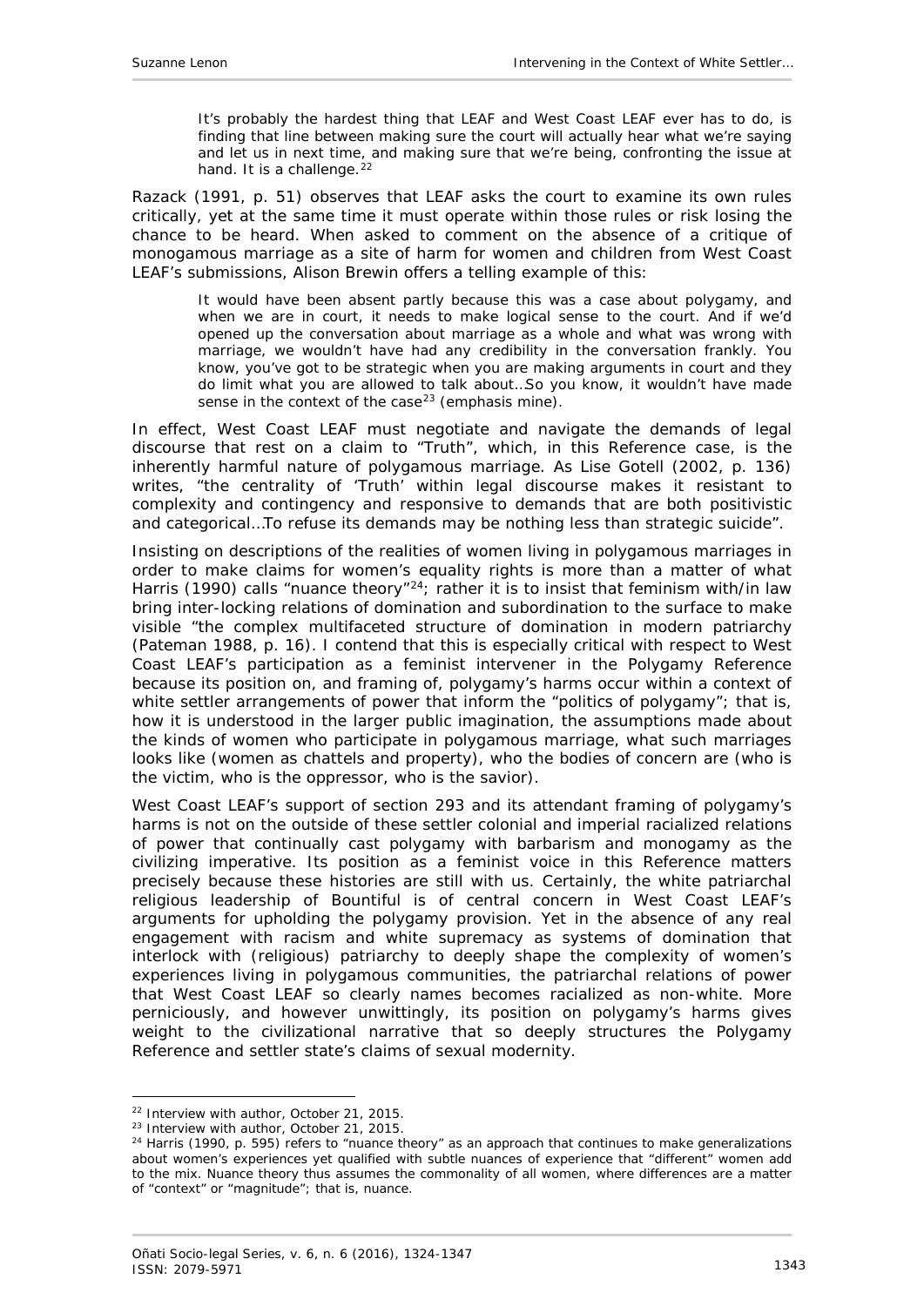> It's probably the hardest thing that LEAF and West Coast LEAF ever has to do, is finding that line between making sure the court will actually hear what we're saying and let us in next time, and making sure that we're being, confronting the issue at hand. It is a challenge.[22]

Razack (1991, p. 51) observes that LEAF asks the court to examine its own rules critically, yet at the same time it must operate within those rules or risk losing the chance to be heard. When asked to comment on the absence of a critique of monogamous marriage as a site of harm for women and children from West Coast LEAF's submissions, Alison Brewin offers a telling example of this:

> It would have been absent partly because this was a case about polygamy, and when we are in court, it needs to make logical sense to the court. And if we'd opened up the conversation about marriage as a whole and what was wrong with marriage, we wouldn't have had any credibility in the conversation frankly. You know, you've got to be strategic when you are making arguments in court and *they do limit what you are allowed to talk about*…So you know, it wouldn't have made sense in the context of the case[23] (emphasis mine).

In effect, West Coast LEAF must negotiate and navigate the demands of legal discourse that rest on a claim to "Truth", which, in this Reference case, is the inherently harmful nature of polygamous marriage. As Lise Gotell (2002, p. 136) writes, "the centrality of 'Truth' within legal discourse makes it resistant to complexity and contingency and responsive to demands that are both positivistic and categorical…To refuse its demands may be nothing less than strategic suicide".

Insisting on descriptions of the realities of women living in polygamous marriages in order to make claims for women's equality rights is more than a matter of what Harris (1990) calls "nuance theory"[24]; rather it is to insist that feminism with/in law bring inter-locking relations of domination and subordination to the surface to make visible "the complex multifaceted structure of domination in modern patriarchy (Pateman 1988, p. 16). I contend that this is especially critical with respect to West Coast LEAF's participation as a feminist intervener in the Polygamy Reference because its position on, and framing of, polygamy's harms occur within a context of white settler arrangements of power that inform the "politics of polygamy"; that is, how it is understood in the larger public imagination, the assumptions made about the kinds of women who participate in polygamous marriage, what such marriages looks like (women as chattels and property), who the bodies of concern are (who is the victim, who is the oppressor, who is the savior).

West Coast LEAF's support of section 293 and its attendant framing of polygamy's harms is not on the outside of these settler colonial and imperial racialized relations of power that continually cast polygamy with barbarism and monogamy as the civilizing imperative. Its position as a feminist voice in this Reference matters precisely because these histories are still with us. Certainly, the white patriarchal religious leadership of Bountiful is of central concern in West Coast LEAF's arguments for upholding the polygamy provision. Yet in the absence of any real engagement with racism and white supremacy as systems of domination that interlock with (religious) patriarchy to deeply shape the complexity of women's experiences living in polygamous communities, the patriarchal relations of power that West Coast LEAF so clearly names becomes racialized as non-white. More perniciously, and however unwittingly, its position on polygamy's harms gives weight to the civilizational narrative that so deeply structures the Polygamy Reference and settler state's claims of sexual modernity.

---

[22] Interview with author, October 21, 2015.

[23] Interview with author, October 21, 2015.

[24] Harris (1990, p. 595) refers to "nuance theory" as an approach that continues to make generalizations about women's experiences yet qualified with subtle nuances of experience that "different" women add to the mix. Nuance theory thus assumes the commonality of all women, where differences are a matter of "context" or "magnitude"; that is, nuance.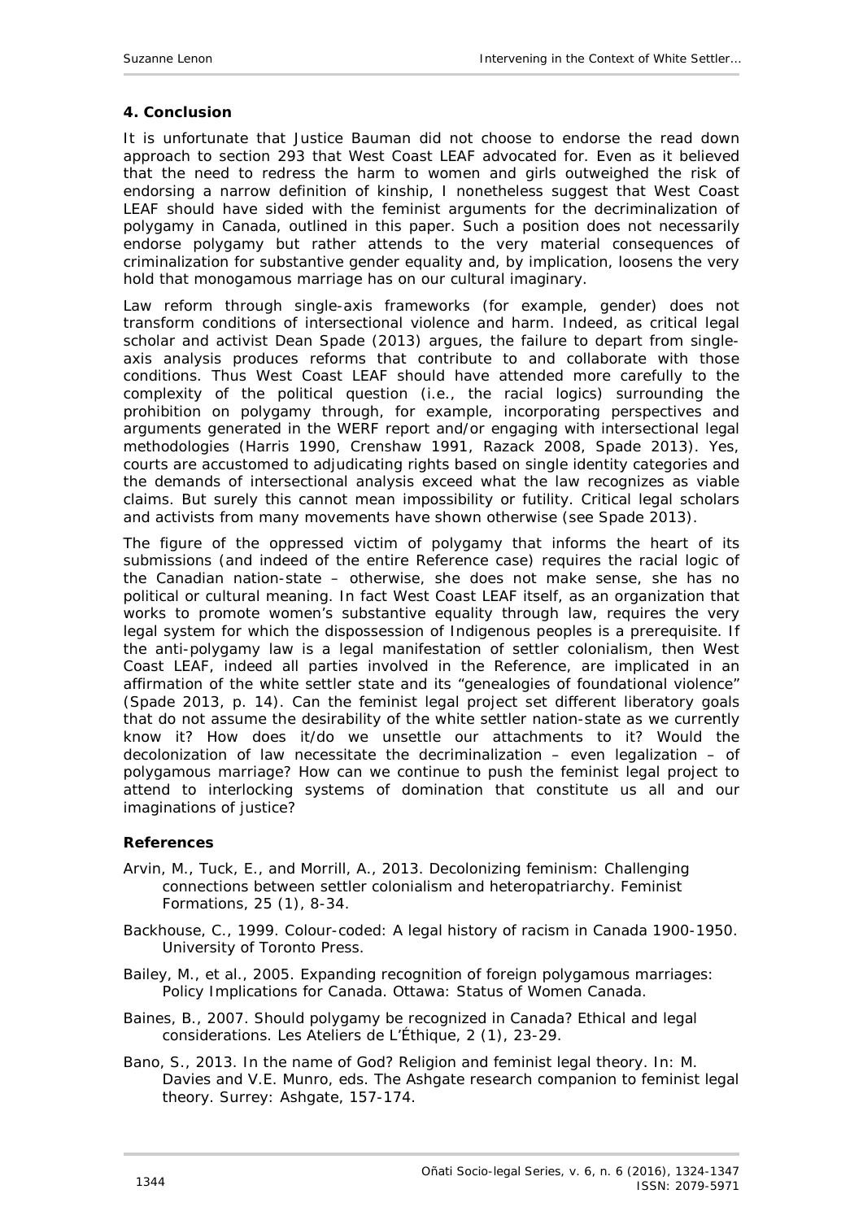## 4. Conclusion

It is unfortunate that Justice Bauman did not choose to endorse the read down approach to section 293 that West Coast LEAF advocated for. Even as it believed that the need to redress the harm to women and girls outweighed the risk of endorsing a narrow definition of kinship, I nonetheless suggest that West Coast LEAF should have sided with the feminist arguments for the decriminalization of polygamy in Canada, outlined in this paper. Such a position does not necessarily endorse polygamy but rather attends to the very material consequences of criminalization for substantive gender equality and, by implication, loosens the very hold that monogamous marriage has on our cultural imaginary.

Law reform through single-axis frameworks (for example, gender) does not transform conditions of intersectional violence and harm. Indeed, as critical legal scholar and activist Dean Spade (2013) argues, the failure to depart from single-axis analysis produces reforms that contribute to and collaborate with those conditions. Thus West Coast LEAF should have attended more carefully to the complexity of the political question (i.e., the racial logics) surrounding the prohibition on polygamy through, for example, incorporating perspectives and arguments generated in the WERF report and/or engaging with intersectional legal methodologies (Harris 1990, Crenshaw 1991, Razack 2008, Spade 2013). Yes, courts are accustomed to adjudicating rights based on single identity categories and the demands of intersectional analysis exceed what the law recognizes as viable claims. But surely this cannot mean impossibility or futility. Critical legal scholars and activists from many movements have shown otherwise (see Spade 2013).

The figure of the oppressed victim of polygamy that informs the heart of its submissions (and indeed of the entire Reference case) requires the racial logic of the Canadian nation-state – otherwise, she does not make sense, she has no political or cultural meaning. In fact West Coast LEAF itself, as an organization that works to promote women's substantive equality through law, requires the very legal system for which the dispossession of Indigenous peoples is a prerequisite. If the anti-polygamy law is a legal manifestation of settler colonialism, then West Coast LEAF, indeed all parties involved in the Reference, are implicated in an affirmation of the white settler state and its "genealogies of foundational violence" (Spade 2013, p. 14). Can the feminist legal project set different liberatory goals that do not assume the desirability of the white settler nation-state as we currently know it? How does it/do we unsettle our attachments to it? Would the decolonization of law necessitate the decriminalization – even legalization – of polygamous marriage? How can we continue to push the feminist legal project to attend to interlocking systems of domination that constitute us all and our imaginations of justice?

## References

Arvin, M., Tuck, E., and Morrill, A., 2013. Decolonizing feminism: Challenging connections between settler colonialism and heteropatriarchy. *Feminist Formations*, 25 (1), 8-34.

Backhouse, C., 1999. *Colour-coded: A legal history of racism in Canada 1900-1950*. University of Toronto Press.

Bailey, M., et al., 2005. *Expanding recognition of foreign polygamous marriages: Policy Implications for Canada*. Ottawa: Status of Women Canada.

Baines, B., 2007. Should polygamy be recognized in Canada? Ethical and legal considerations. *Les Ateliers de L'Éthique*, 2 (1), 23-29.

Bano, S., 2013. In the name of God? Religion and feminist legal theory. *In*: M. Davies and V.E. Munro, eds. *The Ashgate research companion to feminist legal theory*. Surrey: Ashgate, 157-174.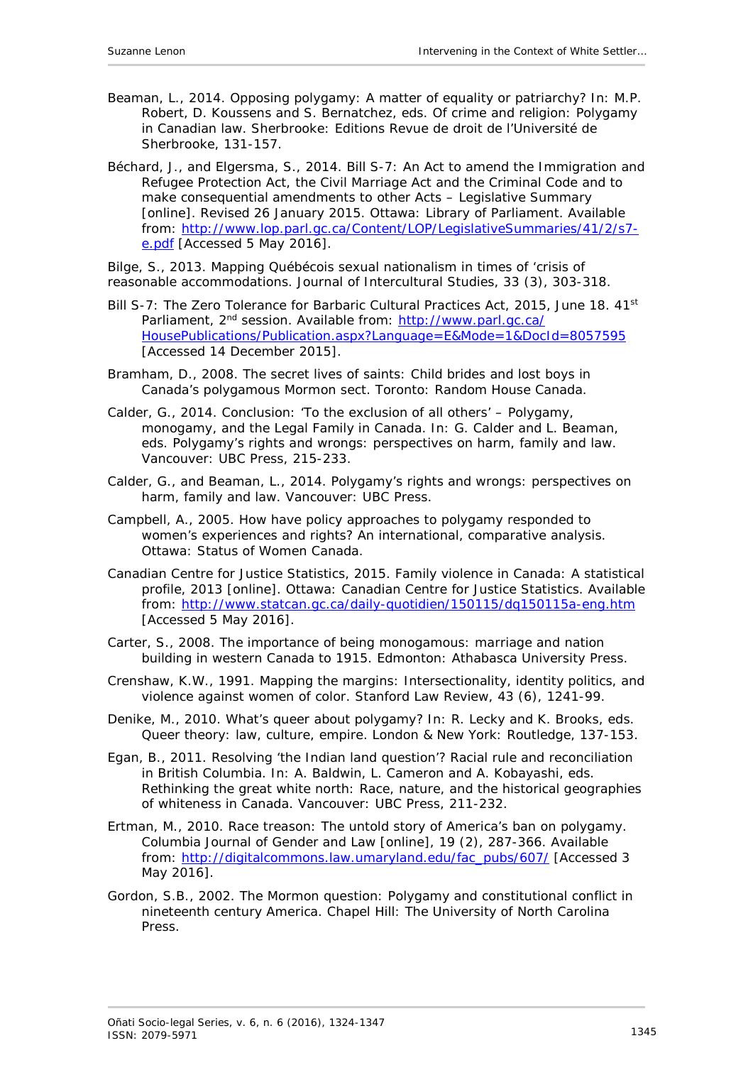Beaman, L., 2014. Opposing polygamy: A matter of equality or patriarchy? In: M.P. Robert, D. Koussens and S. Bernatchez, eds. *Of crime and religion: Polygamy in Canadian law*. Sherbrooke: Editions Revue de droit de l'Université de Sherbrooke, 131-157.

Béchard, J., and Elgersma, S., 2014. *Bill S-7: An Act to amend the Immigration and Refugee Protection Act, the Civil Marriage Act and the Criminal Code and to make consequential amendments to other Acts – Legislative Summary* [online]. Revised 26 January 2015. Ottawa: Library of Parliament. Available from: http://www.lop.parl.gc.ca/Content/LOP/LegislativeSummaries/41/2/s7-e.pdf [Accessed 5 May 2016].

Bilge, S., 2013. Mapping Québécois sexual nationalism in times of 'crisis of reasonable accommodations. *Journal of Intercultural Studies*, 33 (3), 303-318.

Bill S-7: The Zero Tolerance for Barbaric Cultural Practices Act, 2015, June 18. 41st Parliament, 2nd session. Available from: http://www.parl.gc.ca/HousePublications/Publication.aspx?Language=E&Mode=1&DocId=8057595 [Accessed 14 December 2015].

Bramham, D., 2008. *The secret lives of saints: Child brides and lost boys in Canada's polygamous Mormon sect*. Toronto: Random House Canada.

Calder, G., 2014. Conclusion: 'To the exclusion of all others' – Polygamy, monogamy, and the Legal Family in Canada. In: G. Calder and L. Beaman, eds. *Polygamy's rights and wrongs: perspectives on harm, family and law*. Vancouver: UBC Press, 215-233.

Calder, G., and Beaman, L., 2014. *Polygamy's rights and wrongs: perspectives on harm, family and law*. Vancouver: UBC Press.

Campbell, A., 2005. *How have policy approaches to polygamy responded to women's experiences and rights? An international, comparative analysis*. Ottawa: Status of Women Canada.

Canadian Centre for Justice Statistics, 2015. *Family violence in Canada: A statistical profile, 2013* [online]. Ottawa: Canadian Centre for Justice Statistics. Available from: http://www.statcan.gc.ca/daily-quotidien/150115/dq150115a-eng.htm [Accessed 5 May 2016].

Carter, S., 2008. *The importance of being monogamous: marriage and nation building in western Canada to 1915*. Edmonton: Athabasca University Press.

Crenshaw, K.W., 1991. Mapping the margins: Intersectionality, identity politics, and violence against women of color. *Stanford Law Review*, 43 (6), 1241-99.

Denike, M., 2010. What's queer about polygamy? In: R. Lecky and K. Brooks, eds. *Queer theory: law, culture, empire*. London & New York: Routledge, 137-153.

Egan, B., 2011. Resolving 'the Indian land question'? Racial rule and reconciliation in British Columbia. In: A. Baldwin, L. Cameron and A. Kobayashi, eds. *Rethinking the great white north: Race, nature, and the historical geographies of whiteness in Canada*. Vancouver: UBC Press, 211-232.

Ertman, M., 2010. Race treason: The untold story of America's ban on polygamy. *Columbia Journal of Gender and Law* [online], 19 (2), 287-366. Available from: http://digitalcommons.law.umaryland.edu/fac_pubs/607/ [Accessed 3 May 2016].

Gordon, S.B., 2002. *The Mormon question: Polygamy and constitutional conflict in nineteenth century America*. Chapel Hill: The University of North Carolina Press.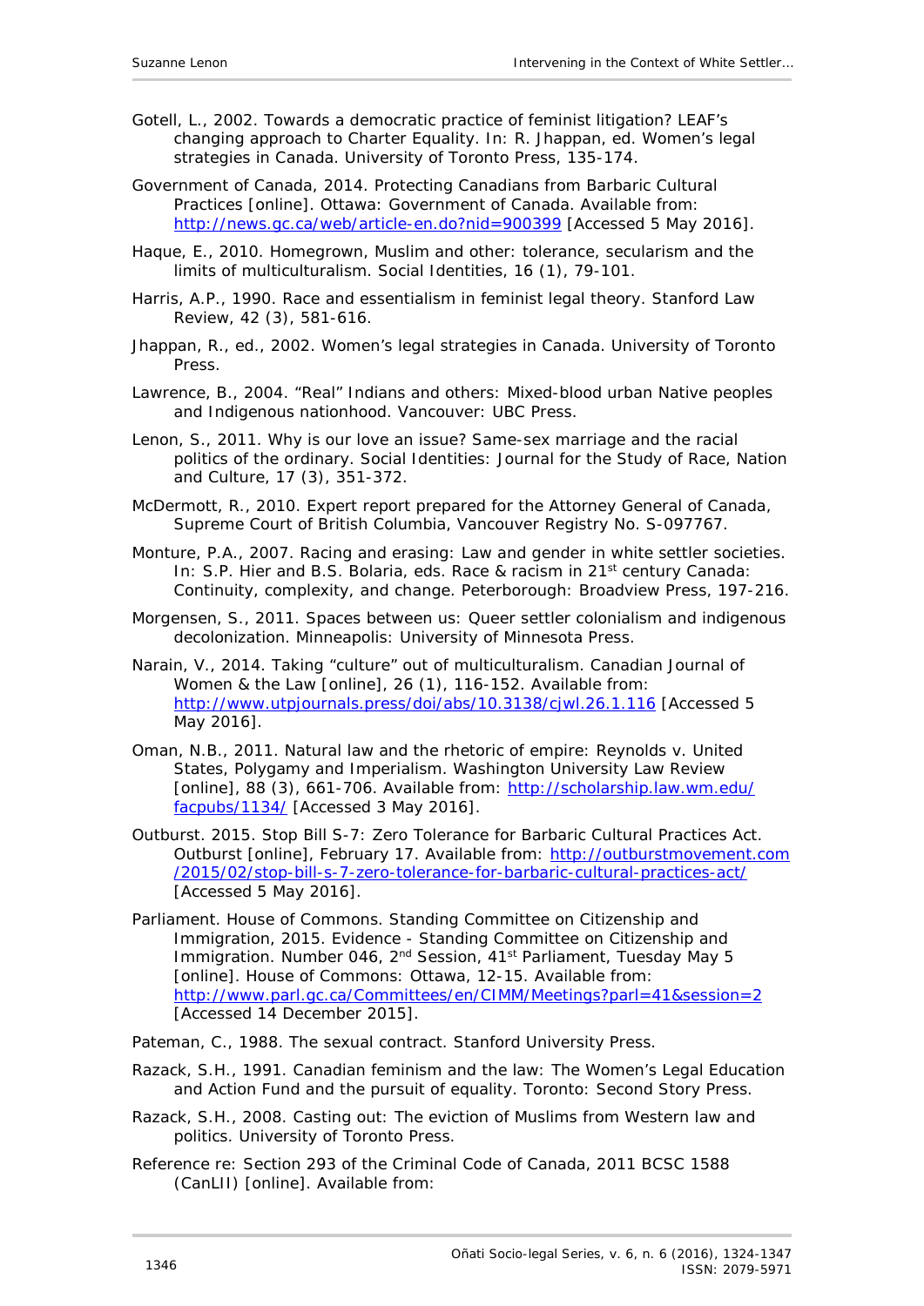Gotell, L., 2002. Towards a democratic practice of feminist litigation? LEAF's changing approach to Charter Equality. In: R. Jhappan, ed. *Women's legal strategies in Canada*. University of Toronto Press, 135-174.

Government of Canada, 2014. *Protecting Canadians from Barbaric Cultural Practices* [online]. Ottawa: Government of Canada. Available from: http://news.gc.ca/web/article-en.do?nid=900399 [Accessed 5 May 2016].

Haque, E., 2010. Homegrown, Muslim and other: tolerance, secularism and the limits of multiculturalism. *Social Identities*, 16 (1), 79-101.

Harris, A.P., 1990. Race and essentialism in feminist legal theory. *Stanford Law Review*, 42 (3), 581-616.

Jhappan, R., ed., 2002. *Women's legal strategies in Canada*. University of Toronto Press.

Lawrence, B., 2004. *"Real" Indians and others: Mixed-blood urban Native peoples and Indigenous nationhood*. Vancouver: UBC Press.

Lenon, S., 2011. Why is our love an issue? Same-sex marriage and the racial politics of the ordinary. *Social Identities: Journal for the Study of Race, Nation and Culture*, 17 (3), 351-372.

McDermott, R., 2010. *Expert report prepared for the Attorney General of Canada*, Supreme Court of British Columbia, Vancouver Registry No. S-097767.

Monture, P.A., 2007. Racing and erasing: Law and gender in white settler societies. In: S.P. Hier and B.S. Bolaria, eds. *Race & racism in 21st century Canada: Continuity, complexity, and change*. Peterborough: Broadview Press, 197-216.

Morgensen, S., 2011. *Spaces between us: Queer settler colonialism and indigenous decolonization*. Minneapolis: University of Minnesota Press.

Narain, V., 2014. Taking "culture" out of multiculturalism. *Canadian Journal of Women & the Law* [online], 26 (1), 116-152. Available from: http://www.utpjournals.press/doi/abs/10.3138/cjwl.26.1.116 [Accessed 5 May 2016].

Oman, N.B., 2011. Natural law and the rhetoric of empire: Reynolds v. United States, Polygamy and Imperialism. *Washington University Law Review* [online], 88 (3), 661-706. Available from: http://scholarship.law.wm.edu/facpubs/1134/ [Accessed 3 May 2016].

Outburst. 2015. Stop Bill S-7: Zero Tolerance for Barbaric Cultural Practices Act. *Outburst* [online], February 17. Available from: http://outburstmovement.com/2015/02/stop-bill-s-7-zero-tolerance-for-barbaric-cultural-practices-act/ [Accessed 5 May 2016].

Parliament. House of Commons. Standing Committee on Citizenship and Immigration, 2015. *Evidence - Standing Committee on Citizenship and Immigration*. Number 046, 2nd Session, 41st Parliament, Tuesday May 5 [online]. House of Commons: Ottawa, 12-15. Available from: http://www.parl.gc.ca/Committees/en/CIMM/Meetings?parl=41&session=2 [Accessed 14 December 2015].

Pateman, C., 1988. *The sexual contract*. Stanford University Press.

Razack, S.H., 1991. *Canadian feminism and the law: The Women's Legal Education and Action Fund and the pursuit of equality*. Toronto: Second Story Press.

Razack, S.H., 2008. *Casting out: The eviction of Muslims from Western law and politics*. University of Toronto Press.

*Reference re: Section 293 of the Criminal Code of Canada*, 2011 BCSC 1588 (CanLII) [online]. Available from: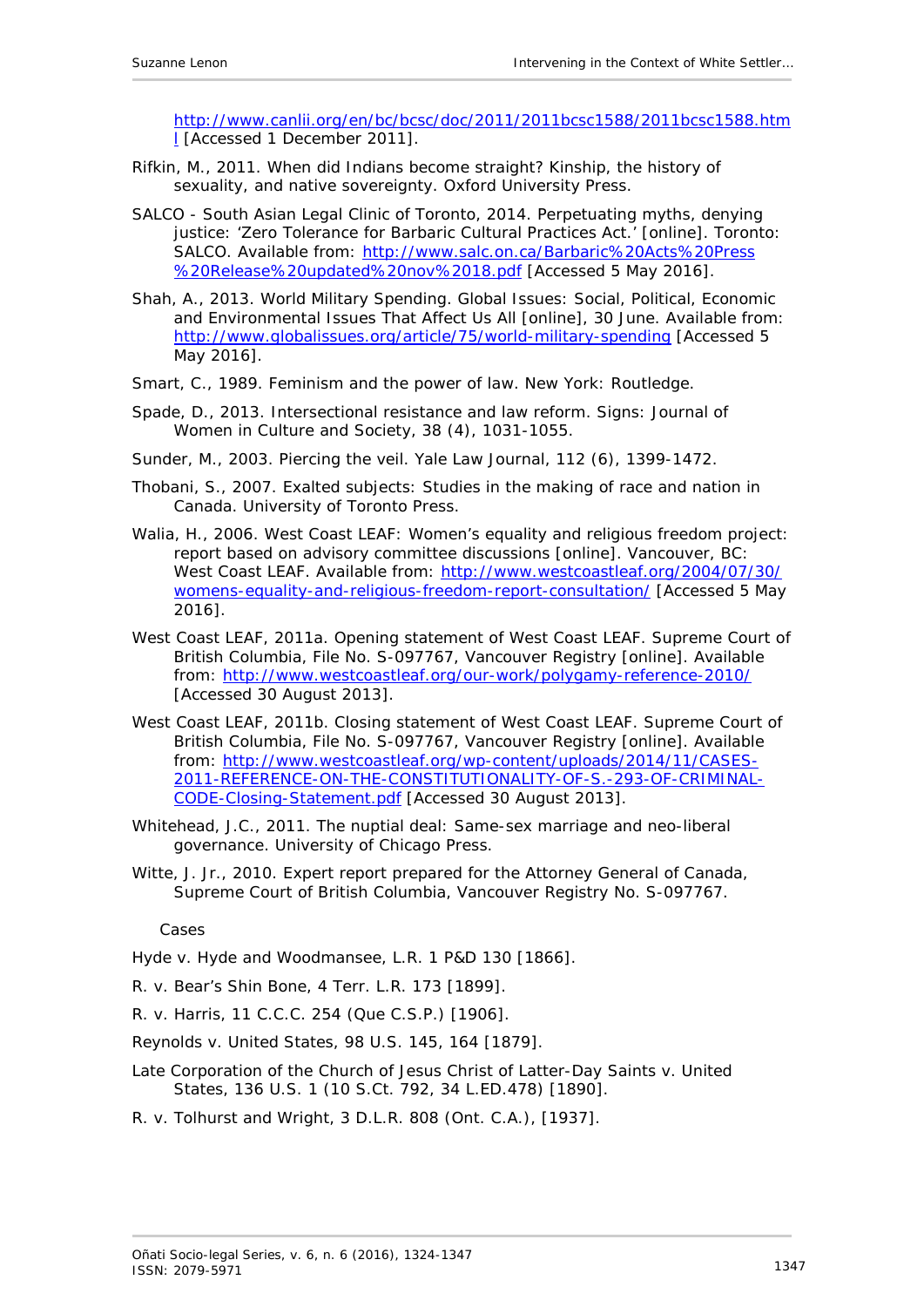http://www.canlii.org/en/bc/bcsc/doc/2011/2011bcsc1588/2011bcsc1588.html [Accessed 1 December 2011].

Rifkin, M., 2011. *When did Indians become straight? Kinship, the history of sexuality, and native sovereignty*. Oxford University Press.

SALCO - South Asian Legal Clinic of Toronto, 2014. *Perpetuating myths, denying justice: 'Zero Tolerance for Barbaric Cultural Practices Act.'* [online]. Toronto: SALCO. Available from: http://www.salc.on.ca/Barbaric%20Acts%20Press%20Release%20updated%20nov%2018.pdf [Accessed 5 May 2016].

Shah, A., 2013. World Military Spending. *Global Issues: Social, Political, Economic and Environmental Issues That Affect Us All* [online], 30 June. Available from: http://www.globalissues.org/article/75/world-military-spending [Accessed 5 May 2016].

Smart, C., 1989. *Feminism and the power of law*. New York: Routledge.

Spade, D., 2013. Intersectional resistance and law reform. *Signs: Journal of Women in Culture and Society*, 38 (4), 1031-1055.

Sunder, M., 2003. Piercing the veil. *Yale Law Journal*, 112 (6), 1399-1472.

Thobani, S., 2007. *Exalted subjects: Studies in the making of race and nation in Canada*. University of Toronto Press.

Walia, H., 2006. *West Coast LEAF: Women's equality and religious freedom project: report based on advisory committee discussions* [online]. Vancouver, BC: West Coast LEAF. Available from: http://www.westcoastleaf.org/2004/07/30/womens-equality-and-religious-freedom-report-consultation/ [Accessed 5 May 2016].

West Coast LEAF, 2011a. *Opening statement of West Coast LEAF*. Supreme Court of British Columbia, File No. S-097767, Vancouver Registry [online]. Available from: http://www.westcoastleaf.org/our-work/polygamy-reference-2010/ [Accessed 30 August 2013].

West Coast LEAF, 2011b. *Closing statement of West Coast LEAF*. Supreme Court of British Columbia, File No. S-097767, Vancouver Registry [online]. Available from: http://www.westcoastleaf.org/wp-content/uploads/2014/11/CASES-2011-REFERENCE-ON-THE-CONSTITUTIONALITY-OF-S.-293-OF-CRIMINAL-CODE-Closing-Statement.pdf [Accessed 30 August 2013].

Whitehead, J.C., 2011. *The nuptial deal: Same-sex marriage and neo-liberal governance*. University of Chicago Press.

Witte, J. Jr., 2010. *Expert report prepared for the Attorney General of Canada*, Supreme Court of British Columbia, Vancouver Registry No. S-097767.

Cases

*Hyde v. Hyde and Woodmansee*, L.R. 1 P&D 130 [1866].

*R. v. Bear's Shin Bone*, 4 Terr. L.R. 173 [1899].

*R. v. Harris*, 11 C.C.C. 254 (Que C.S.P.) [1906].

*Reynolds v. United States*, 98 U.S. 145, 164 [1879].

*Late Corporation of the Church of Jesus Christ of Latter-Day Saints v. United States*, 136 U.S. 1 (10 S.Ct. 792, 34 L.ED.478) [1890].

*R. v. Tolhurst and Wright*, 3 D.L.R. 808 (Ont. C.A.), [1937].